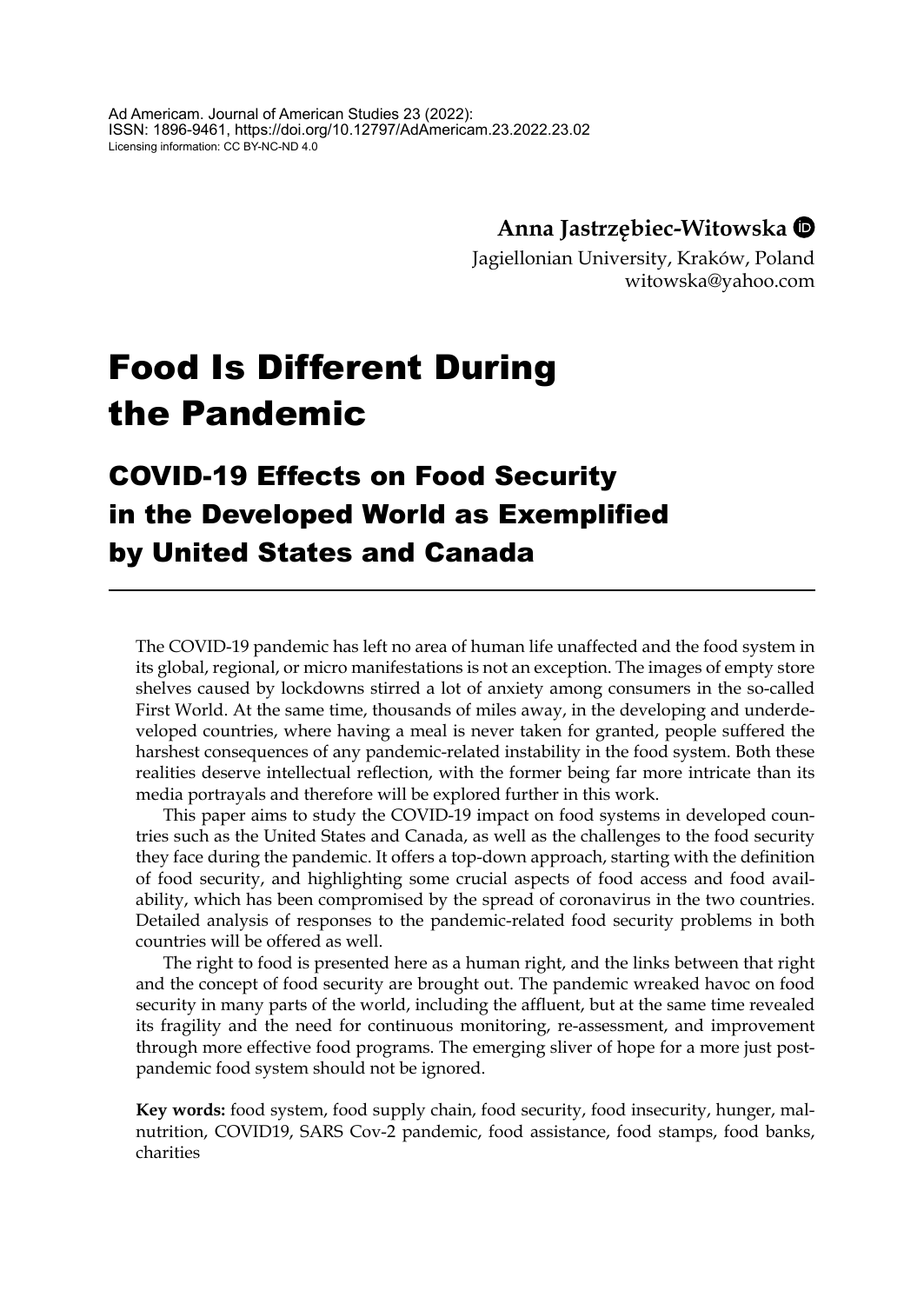Ad Americam. Journal of American Studies 23 (2022):
ISSN: 1896-9461, https://doi.org/10.12797/AdAmericam.23.2022.23.02
Licensing information: CC BY-NC-ND 4.0

**Anna Jastrzębiec-Witowska**
Jagiellonian University, Kraków, Poland
witowska@yahoo.com

# Food Is Different During the Pandemic

## COVID-19 Effects on Food Security in the Developed World as Exemplified by United States and Canada

The COVID-19 pandemic has left no area of human life unaffected and the food system in its global, regional, or micro manifestations is not an exception. The images of empty store shelves caused by lockdowns stirred a lot of anxiety among consumers in the so-called First World. At the same time, thousands of miles away, in the developing and underdeveloped countries, where having a meal is never taken for granted, people suffered the harshest consequences of any pandemic-related instability in the food system. Both these realities deserve intellectual reflection, with the former being far more intricate than its media portrayals and therefore will be explored further in this work.

This paper aims to study the COVID-19 impact on food systems in developed countries such as the United States and Canada, as well as the challenges to the food security they face during the pandemic. It offers a top-down approach, starting with the definition of food security, and highlighting some crucial aspects of food access and food availability, which has been compromised by the spread of coronavirus in the two countries. Detailed analysis of responses to the pandemic-related food security problems in both countries will be offered as well.

The right to food is presented here as a human right, and the links between that right and the concept of food security are brought out. The pandemic wreaked havoc on food security in many parts of the world, including the affluent, but at the same time revealed its fragility and the need for continuous monitoring, re-assessment, and improvement through more effective food programs. The emerging sliver of hope for a more just post-pandemic food system should not be ignored.

**Key words:** food system, food supply chain, food security, food insecurity, hunger, malnutrition, COVID19, SARS Cov-2 pandemic, food assistance, food stamps, food banks, charities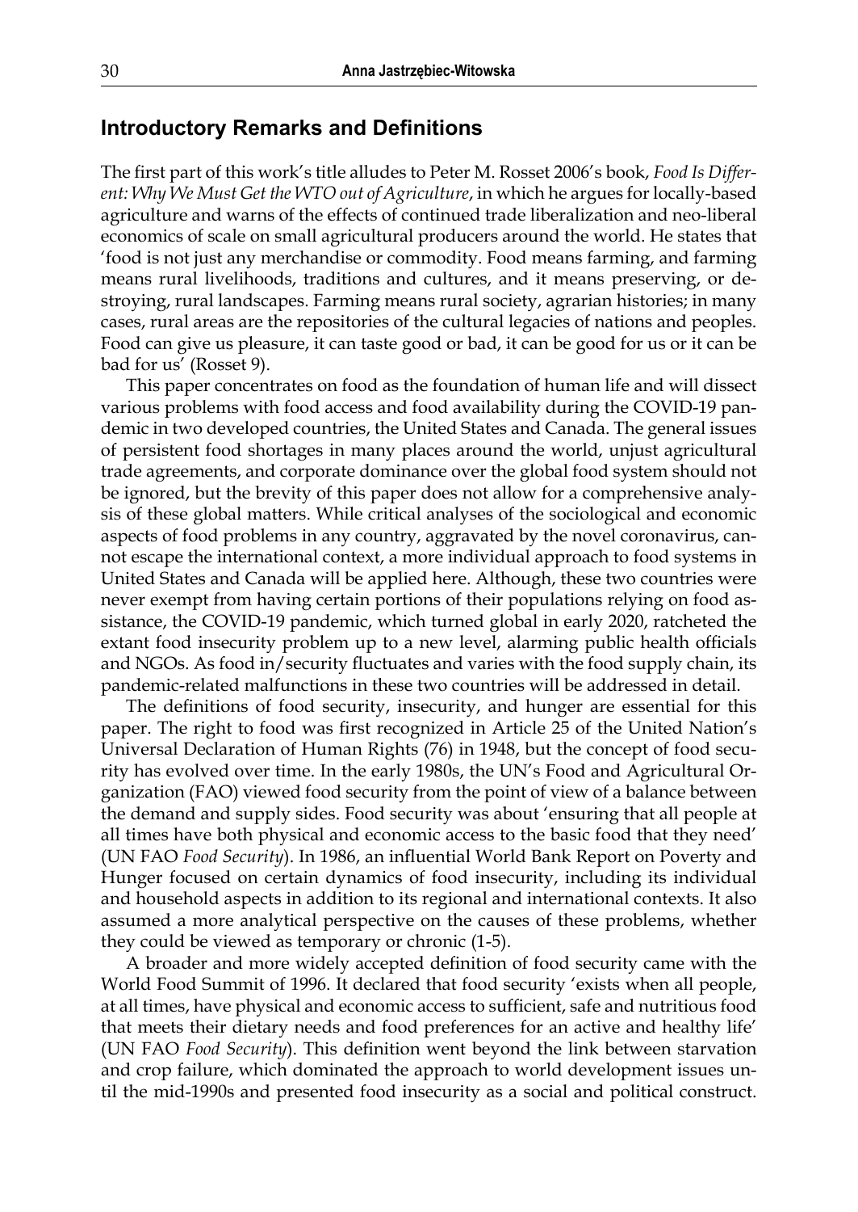## Introductory Remarks and Definitions

The first part of this work's title alludes to Peter M. Rosset 2006's book, *Food Is Different: Why We Must Get the WTO out of Agriculture*, in which he argues for locally-based agriculture and warns of the effects of continued trade liberalization and neo-liberal economics of scale on small agricultural producers around the world. He states that 'food is not just any merchandise or commodity. Food means farming, and farming means rural livelihoods, traditions and cultures, and it means preserving, or destroying, rural landscapes. Farming means rural society, agrarian histories; in many cases, rural areas are the repositories of the cultural legacies of nations and peoples. Food can give us pleasure, it can taste good or bad, it can be good for us or it can be bad for us' (Rosset 9).

This paper concentrates on food as the foundation of human life and will dissect various problems with food access and food availability during the COVID-19 pandemic in two developed countries, the United States and Canada. The general issues of persistent food shortages in many places around the world, unjust agricultural trade agreements, and corporate dominance over the global food system should not be ignored, but the brevity of this paper does not allow for a comprehensive analysis of these global matters. While critical analyses of the sociological and economic aspects of food problems in any country, aggravated by the novel coronavirus, cannot escape the international context, a more individual approach to food systems in United States and Canada will be applied here. Although, these two countries were never exempt from having certain portions of their populations relying on food assistance, the COVID-19 pandemic, which turned global in early 2020, ratcheted the extant food insecurity problem up to a new level, alarming public health officials and NGOs. As food in/security fluctuates and varies with the food supply chain, its pandemic-related malfunctions in these two countries will be addressed in detail.

The definitions of food security, insecurity, and hunger are essential for this paper. The right to food was first recognized in Article 25 of the United Nation's Universal Declaration of Human Rights (76) in 1948, but the concept of food security has evolved over time. In the early 1980s, the UN's Food and Agricultural Organization (FAO) viewed food security from the point of view of a balance between the demand and supply sides. Food security was about 'ensuring that all people at all times have both physical and economic access to the basic food that they need' (UN FAO *Food Security*). In 1986, an influential World Bank Report on Poverty and Hunger focused on certain dynamics of food insecurity, including its individual and household aspects in addition to its regional and international contexts. It also assumed a more analytical perspective on the causes of these problems, whether they could be viewed as temporary or chronic (1-5).

A broader and more widely accepted definition of food security came with the World Food Summit of 1996. It declared that food security 'exists when all people, at all times, have physical and economic access to sufficient, safe and nutritious food that meets their dietary needs and food preferences for an active and healthy life' (UN FAO *Food Security*). This definition went beyond the link between starvation and crop failure, which dominated the approach to world development issues until the mid-1990s and presented food insecurity as a social and political construct.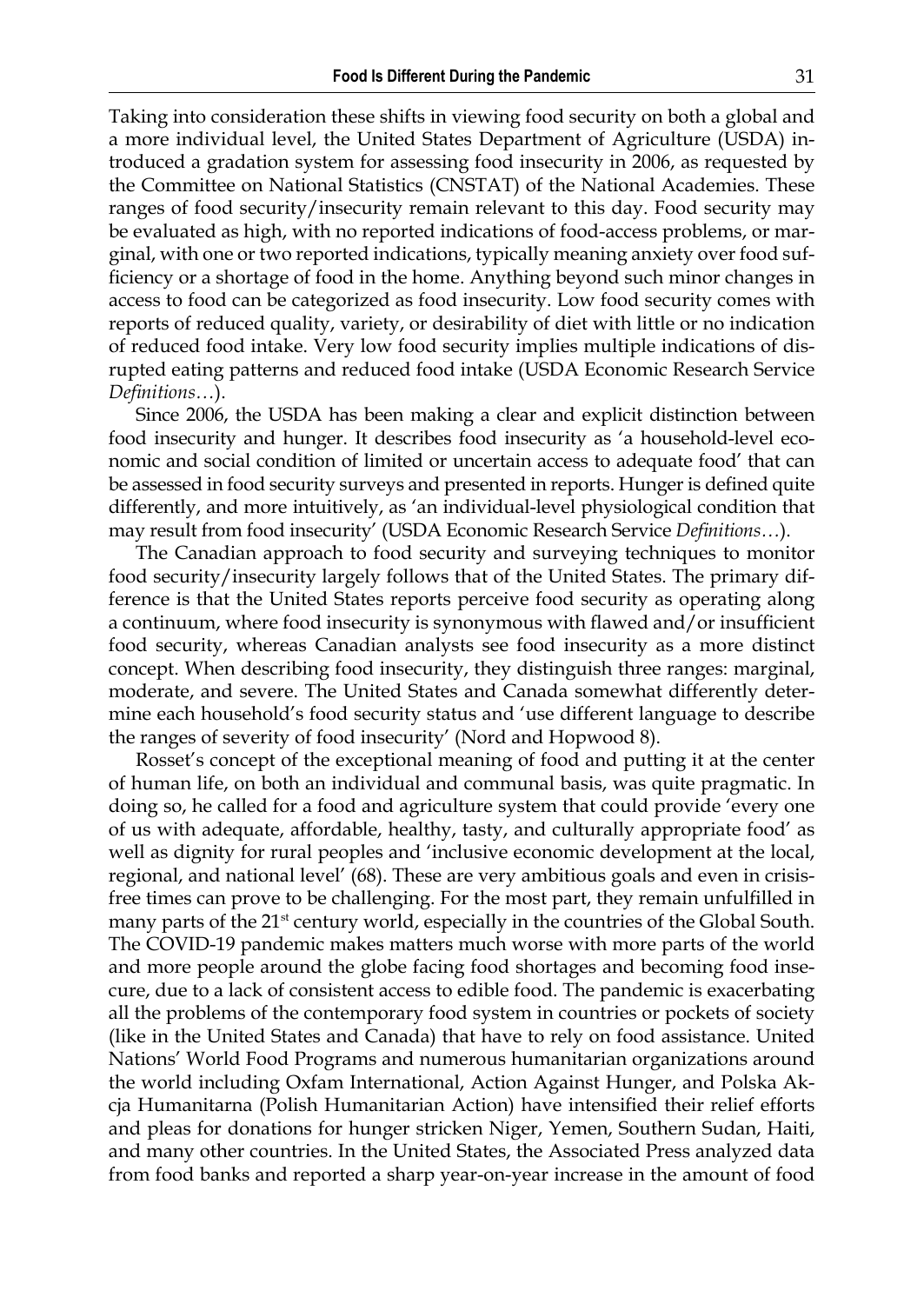Taking into consideration these shifts in viewing food security on both a global and a more individual level, the United States Department of Agriculture (USDA) introduced a gradation system for assessing food insecurity in 2006, as requested by the Committee on National Statistics (CNSTAT) of the National Academies. These ranges of food security/insecurity remain relevant to this day. Food security may be evaluated as high, with no reported indications of food-access problems, or marginal, with one or two reported indications, typically meaning anxiety over food sufficiency or a shortage of food in the home. Anything beyond such minor changes in access to food can be categorized as food insecurity. Low food security comes with reports of reduced quality, variety, or desirability of diet with little or no indication of reduced food intake. Very low food security implies multiple indications of disrupted eating patterns and reduced food intake (USDA Economic Research Service *Definitions…*).

Since 2006, the USDA has been making a clear and explicit distinction between food insecurity and hunger. It describes food insecurity as 'a household-level economic and social condition of limited or uncertain access to adequate food' that can be assessed in food security surveys and presented in reports. Hunger is defined quite differently, and more intuitively, as 'an individual-level physiological condition that may result from food insecurity' (USDA Economic Research Service *Definitions…*).

The Canadian approach to food security and surveying techniques to monitor food security/insecurity largely follows that of the United States. The primary difference is that the United States reports perceive food security as operating along a continuum, where food insecurity is synonymous with flawed and/or insufficient food security, whereas Canadian analysts see food insecurity as a more distinct concept. When describing food insecurity, they distinguish three ranges: marginal, moderate, and severe. The United States and Canada somewhat differently determine each household's food security status and 'use different language to describe the ranges of severity of food insecurity' (Nord and Hopwood 8).

Rosset's concept of the exceptional meaning of food and putting it at the center of human life, on both an individual and communal basis, was quite pragmatic. In doing so, he called for a food and agriculture system that could provide 'every one of us with adequate, affordable, healthy, tasty, and culturally appropriate food' as well as dignity for rural peoples and 'inclusive economic development at the local, regional, and national level' (68). These are very ambitious goals and even in crisis-free times can prove to be challenging. For the most part, they remain unfulfilled in many parts of the 21st century world, especially in the countries of the Global South. The COVID-19 pandemic makes matters much worse with more parts of the world and more people around the globe facing food shortages and becoming food insecure, due to a lack of consistent access to edible food. The pandemic is exacerbating all the problems of the contemporary food system in countries or pockets of society (like in the United States and Canada) that have to rely on food assistance. United Nations' World Food Programs and numerous humanitarian organizations around the world including Oxfam International, Action Against Hunger, and Polska Akcja Humanitarna (Polish Humanitarian Action) have intensified their relief efforts and pleas for donations for hunger stricken Niger, Yemen, Southern Sudan, Haiti, and many other countries. In the United States, the Associated Press analyzed data from food banks and reported a sharp year-on-year increase in the amount of food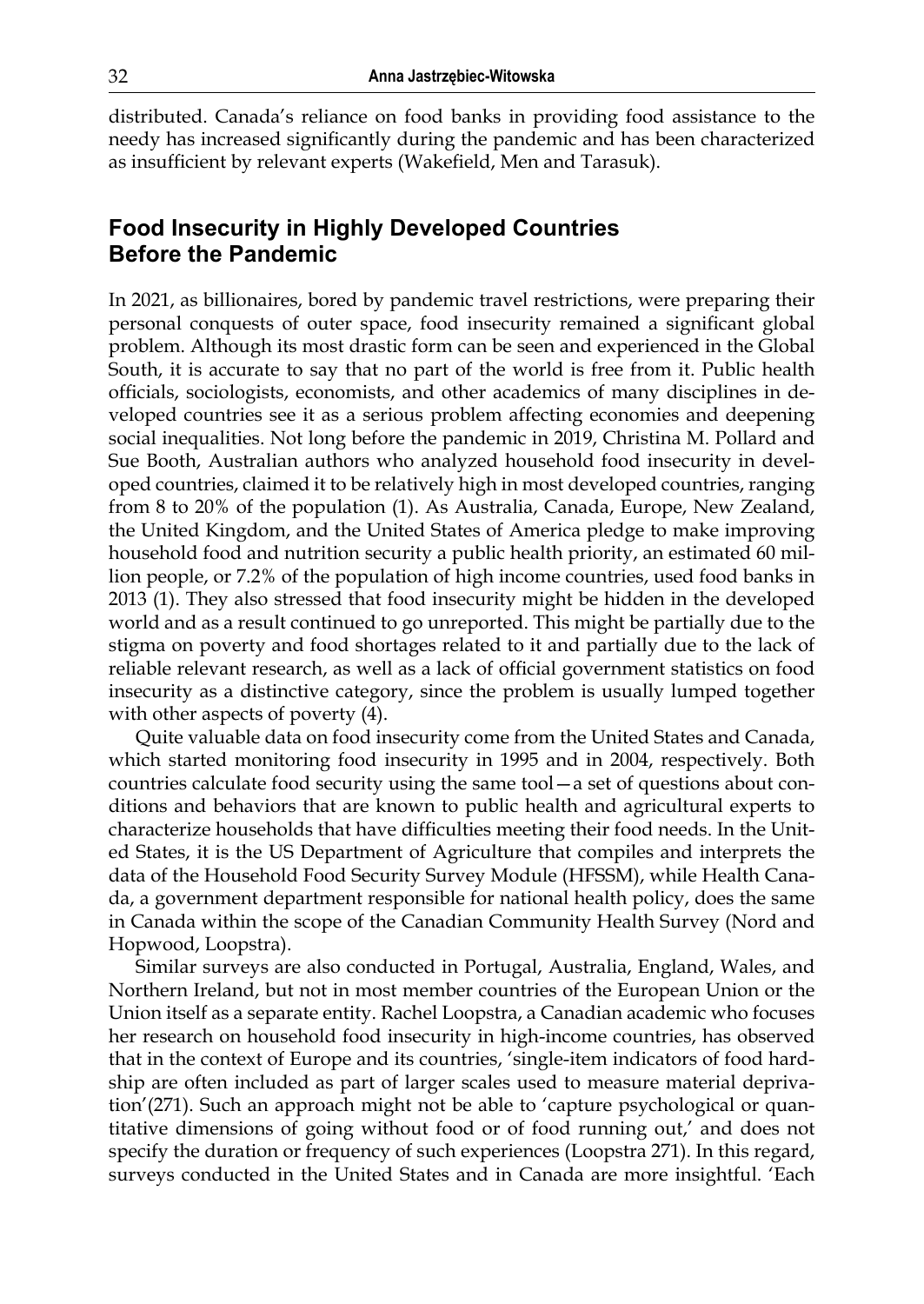distributed. Canada's reliance on food banks in providing food assistance to the needy has increased significantly during the pandemic and has been characterized as insufficient by relevant experts (Wakefield, Men and Tarasuk).

## Food Insecurity in Highly Developed Countries Before the Pandemic

In 2021, as billionaires, bored by pandemic travel restrictions, were preparing their personal conquests of outer space, food insecurity remained a significant global problem. Although its most drastic form can be seen and experienced in the Global South, it is accurate to say that no part of the world is free from it. Public health officials, sociologists, economists, and other academics of many disciplines in developed countries see it as a serious problem affecting economies and deepening social inequalities. Not long before the pandemic in 2019, Christina M. Pollard and Sue Booth, Australian authors who analyzed household food insecurity in developed countries, claimed it to be relatively high in most developed countries, ranging from 8 to 20% of the population (1). As Australia, Canada, Europe, New Zealand, the United Kingdom, and the United States of America pledge to make improving household food and nutrition security a public health priority, an estimated 60 million people, or 7.2% of the population of high income countries, used food banks in 2013 (1). They also stressed that food insecurity might be hidden in the developed world and as a result continued to go unreported. This might be partially due to the stigma on poverty and food shortages related to it and partially due to the lack of reliable relevant research, as well as a lack of official government statistics on food insecurity as a distinctive category, since the problem is usually lumped together with other aspects of poverty (4).

Quite valuable data on food insecurity come from the United States and Canada, which started monitoring food insecurity in 1995 and in 2004, respectively. Both countries calculate food security using the same tool—a set of questions about conditions and behaviors that are known to public health and agricultural experts to characterize households that have difficulties meeting their food needs. In the United States, it is the US Department of Agriculture that compiles and interprets the data of the Household Food Security Survey Module (HFSSM), while Health Canada, a government department responsible for national health policy, does the same in Canada within the scope of the Canadian Community Health Survey (Nord and Hopwood, Loopstra).

Similar surveys are also conducted in Portugal, Australia, England, Wales, and Northern Ireland, but not in most member countries of the European Union or the Union itself as a separate entity. Rachel Loopstra, a Canadian academic who focuses her research on household food insecurity in high-income countries, has observed that in the context of Europe and its countries, 'single-item indicators of food hardship are often included as part of larger scales used to measure material deprivation'(271). Such an approach might not be able to 'capture psychological or quantitative dimensions of going without food or of food running out,' and does not specify the duration or frequency of such experiences (Loopstra 271). In this regard, surveys conducted in the United States and in Canada are more insightful. 'Each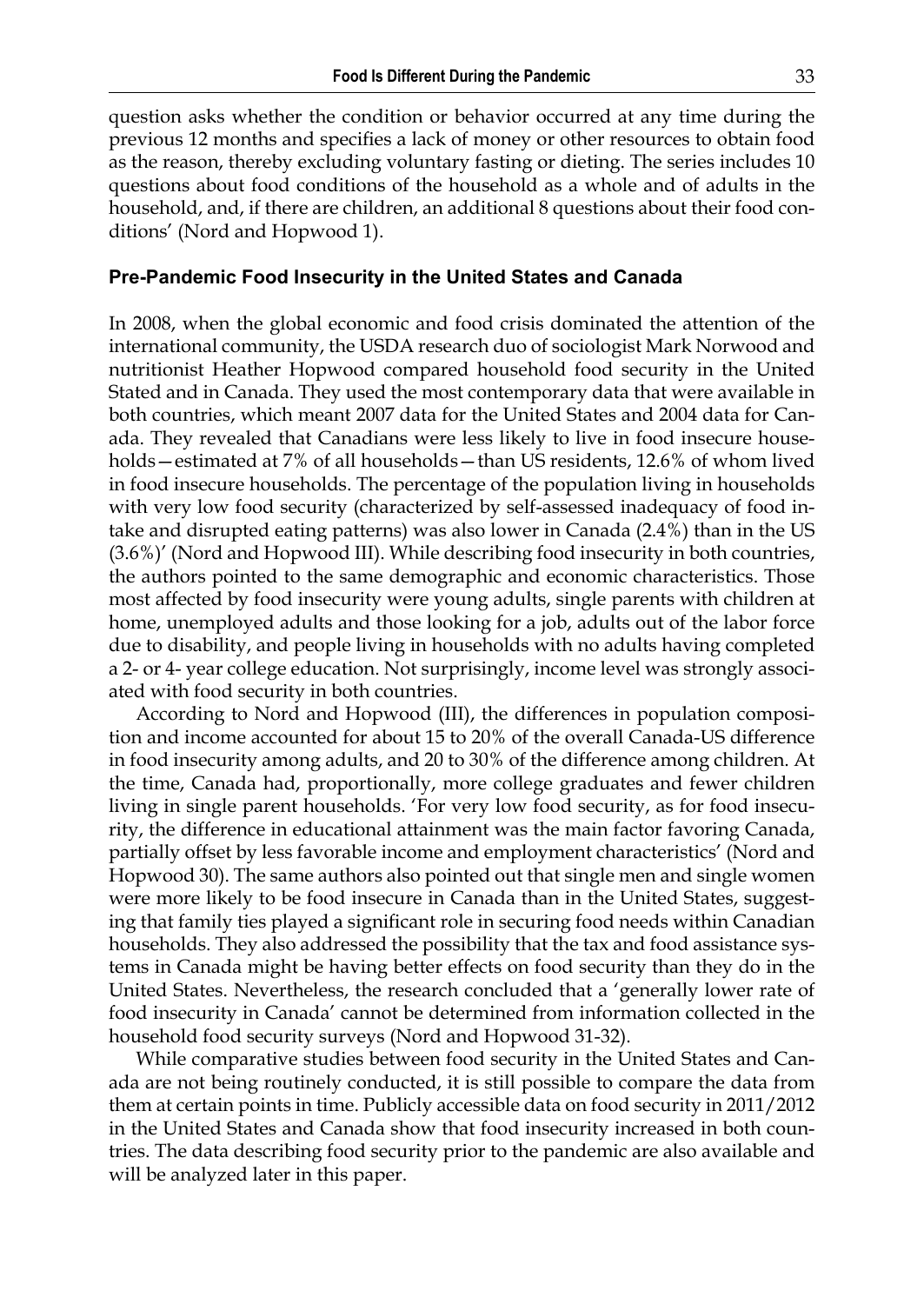question asks whether the condition or behavior occurred at any time during the previous 12 months and specifies a lack of money or other resources to obtain food as the reason, thereby excluding voluntary fasting or dieting. The series includes 10 questions about food conditions of the household as a whole and of adults in the household, and, if there are children, an additional 8 questions about their food conditions' (Nord and Hopwood 1).

### Pre-Pandemic Food Insecurity in the United States and Canada

In 2008, when the global economic and food crisis dominated the attention of the international community, the USDA research duo of sociologist Mark Norwood and nutritionist Heather Hopwood compared household food security in the United Stated and in Canada. They used the most contemporary data that were available in both countries, which meant 2007 data for the United States and 2004 data for Canada. They revealed that Canadians were less likely to live in food insecure households—estimated at 7% of all households—than US residents, 12.6% of whom lived in food insecure households. The percentage of the population living in households with very low food security (characterized by self-assessed inadequacy of food intake and disrupted eating patterns) was also lower in Canada (2.4%) than in the US (3.6%)' (Nord and Hopwood III). While describing food insecurity in both countries, the authors pointed to the same demographic and economic characteristics. Those most affected by food insecurity were young adults, single parents with children at home, unemployed adults and those looking for a job, adults out of the labor force due to disability, and people living in households with no adults having completed a 2- or 4- year college education. Not surprisingly, income level was strongly associated with food security in both countries.

According to Nord and Hopwood (III), the differences in population composition and income accounted for about 15 to 20% of the overall Canada-US difference in food insecurity among adults, and 20 to 30% of the difference among children. At the time, Canada had, proportionally, more college graduates and fewer children living in single parent households. 'For very low food security, as for food insecurity, the difference in educational attainment was the main factor favoring Canada, partially offset by less favorable income and employment characteristics' (Nord and Hopwood 30). The same authors also pointed out that single men and single women were more likely to be food insecure in Canada than in the United States, suggesting that family ties played a significant role in securing food needs within Canadian households. They also addressed the possibility that the tax and food assistance systems in Canada might be having better effects on food security than they do in the United States. Nevertheless, the research concluded that a 'generally lower rate of food insecurity in Canada' cannot be determined from information collected in the household food security surveys (Nord and Hopwood 31-32).

While comparative studies between food security in the United States and Canada are not being routinely conducted, it is still possible to compare the data from them at certain points in time. Publicly accessible data on food security in 2011/2012 in the United States and Canada show that food insecurity increased in both countries. The data describing food security prior to the pandemic are also available and will be analyzed later in this paper.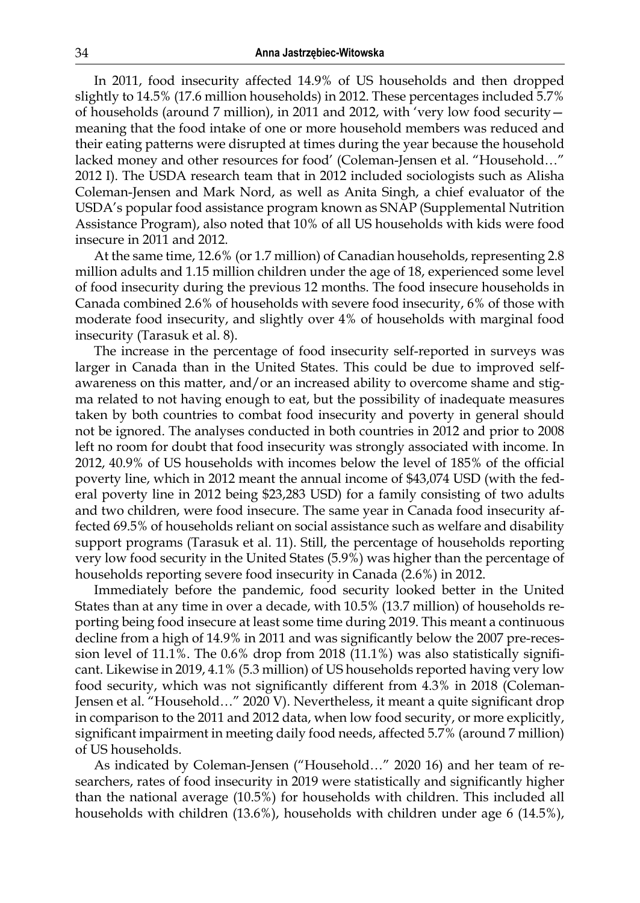In 2011, food insecurity affected 14.9% of US households and then dropped slightly to 14.5% (17.6 million households) in 2012. These percentages included 5.7% of households (around 7 million), in 2011 and 2012, with 'very low food security—meaning that the food intake of one or more household members was reduced and their eating patterns were disrupted at times during the year because the household lacked money and other resources for food' (Coleman-Jensen et al. "Household…" 2012 I). The USDA research team that in 2012 included sociologists such as Alisha Coleman-Jensen and Mark Nord, as well as Anita Singh, a chief evaluator of the USDA's popular food assistance program known as SNAP (Supplemental Nutrition Assistance Program), also noted that 10% of all US households with kids were food insecure in 2011 and 2012.

At the same time, 12.6% (or 1.7 million) of Canadian households, representing 2.8 million adults and 1.15 million children under the age of 18, experienced some level of food insecurity during the previous 12 months. The food insecure households in Canada combined 2.6% of households with severe food insecurity, 6% of those with moderate food insecurity, and slightly over 4% of households with marginal food insecurity (Tarasuk et al. 8).

The increase in the percentage of food insecurity self-reported in surveys was larger in Canada than in the United States. This could be due to improved self-awareness on this matter, and/or an increased ability to overcome shame and stigma related to not having enough to eat, but the possibility of inadequate measures taken by both countries to combat food insecurity and poverty in general should not be ignored. The analyses conducted in both countries in 2012 and prior to 2008 left no room for doubt that food insecurity was strongly associated with income. In 2012, 40.9% of US households with incomes below the level of 185% of the official poverty line, which in 2012 meant the annual income of $43,074 USD (with the federal poverty line in 2012 being $23,283 USD) for a family consisting of two adults and two children, were food insecure. The same year in Canada food insecurity affected 69.5% of households reliant on social assistance such as welfare and disability support programs (Tarasuk et al. 11). Still, the percentage of households reporting very low food security in the United States (5.9%) was higher than the percentage of households reporting severe food insecurity in Canada (2.6%) in 2012.

Immediately before the pandemic, food security looked better in the United States than at any time in over a decade, with 10.5% (13.7 million) of households reporting being food insecure at least some time during 2019. This meant a continuous decline from a high of 14.9% in 2011 and was significantly below the 2007 pre-recession level of 11.1%. The 0.6% drop from 2018 (11.1%) was also statistically significant. Likewise in 2019, 4.1% (5.3 million) of US households reported having very low food security, which was not significantly different from 4.3% in 2018 (Coleman-Jensen et al. "Household…" 2020 V). Nevertheless, it meant a quite significant drop in comparison to the 2011 and 2012 data, when low food security, or more explicitly, significant impairment in meeting daily food needs, affected 5.7% (around 7 million) of US households.

As indicated by Coleman-Jensen ("Household…" 2020 16) and her team of researchers, rates of food insecurity in 2019 were statistically and significantly higher than the national average (10.5%) for households with children. This included all households with children (13.6%), households with children under age 6 (14.5%),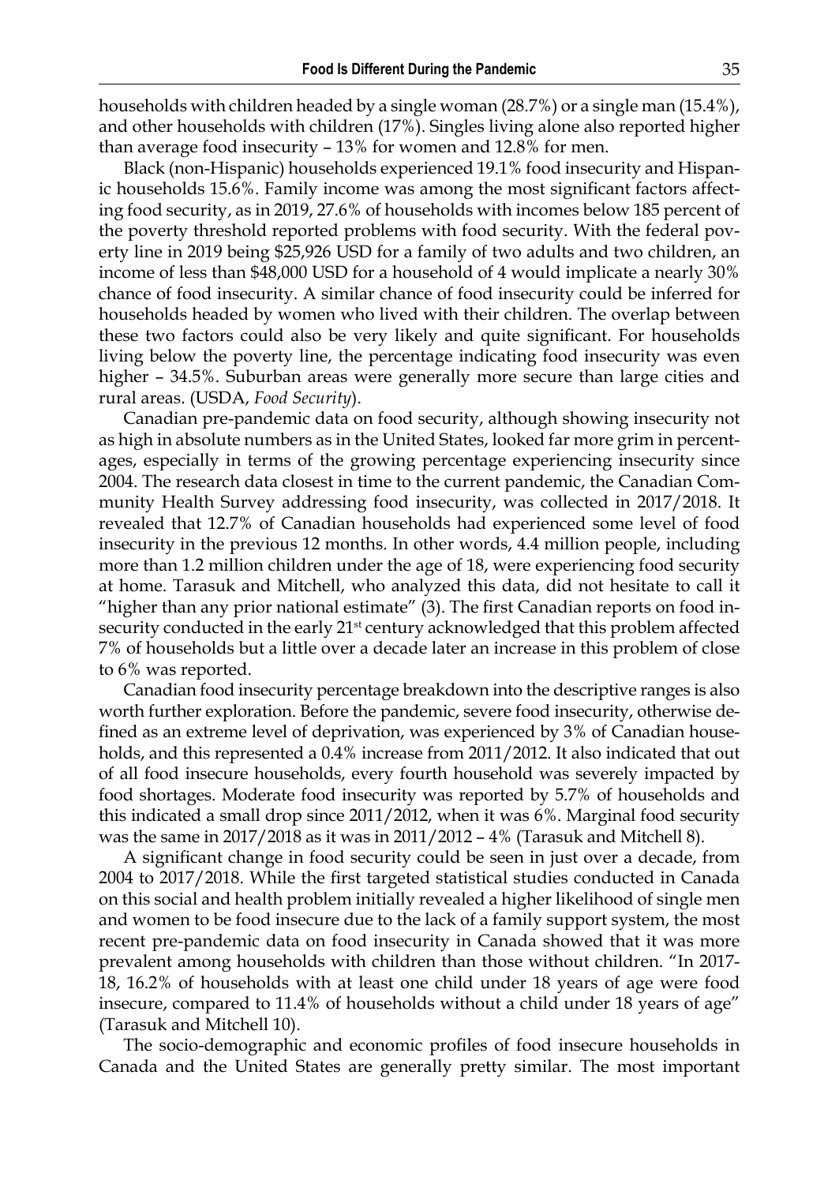households with children headed by a single woman (28.7%) or a single man (15.4%), and other households with children (17%). Singles living alone also reported higher than average food insecurity – 13% for women and 12.8% for men.

Black (non-Hispanic) households experienced 19.1% food insecurity and Hispanic households 15.6%. Family income was among the most significant factors affecting food security, as in 2019, 27.6% of households with incomes below 185 percent of the poverty threshold reported problems with food security. With the federal poverty line in 2019 being $25,926 USD for a family of two adults and two children, an income of less than $48,000 USD for a household of 4 would implicate a nearly 30% chance of food insecurity. A similar chance of food insecurity could be inferred for households headed by women who lived with their children. The overlap between these two factors could also be very likely and quite significant. For households living below the poverty line, the percentage indicating food insecurity was even higher – 34.5%. Suburban areas were generally more secure than large cities and rural areas. (USDA, *Food Security*).

Canadian pre-pandemic data on food security, although showing insecurity not as high in absolute numbers as in the United States, looked far more grim in percentages, especially in terms of the growing percentage experiencing insecurity since 2004. The research data closest in time to the current pandemic, the Canadian Community Health Survey addressing food insecurity, was collected in 2017/2018. It revealed that 12.7% of Canadian households had experienced some level of food insecurity in the previous 12 months. In other words, 4.4 million people, including more than 1.2 million children under the age of 18, were experiencing food security at home. Tarasuk and Mitchell, who analyzed this data, did not hesitate to call it "higher than any prior national estimate" (3). The first Canadian reports on food insecurity conducted in the early 21st century acknowledged that this problem affected 7% of households but a little over a decade later an increase in this problem of close to 6% was reported.

Canadian food insecurity percentage breakdown into the descriptive ranges is also worth further exploration. Before the pandemic, severe food insecurity, otherwise defined as an extreme level of deprivation, was experienced by 3% of Canadian households, and this represented a 0.4% increase from 2011/2012. It also indicated that out of all food insecure households, every fourth household was severely impacted by food shortages. Moderate food insecurity was reported by 5.7% of households and this indicated a small drop since 2011/2012, when it was 6%. Marginal food security was the same in 2017/2018 as it was in 2011/2012 – 4% (Tarasuk and Mitchell 8).

A significant change in food security could be seen in just over a decade, from 2004 to 2017/2018. While the first targeted statistical studies conducted in Canada on this social and health problem initially revealed a higher likelihood of single men and women to be food insecure due to the lack of a family support system, the most recent pre-pandemic data on food insecurity in Canada showed that it was more prevalent among households with children than those without children. "In 2017-18, 16.2% of households with at least one child under 18 years of age were food insecure, compared to 11.4% of households without a child under 18 years of age" (Tarasuk and Mitchell 10).

The socio-demographic and economic profiles of food insecure households in Canada and the United States are generally pretty similar. The most important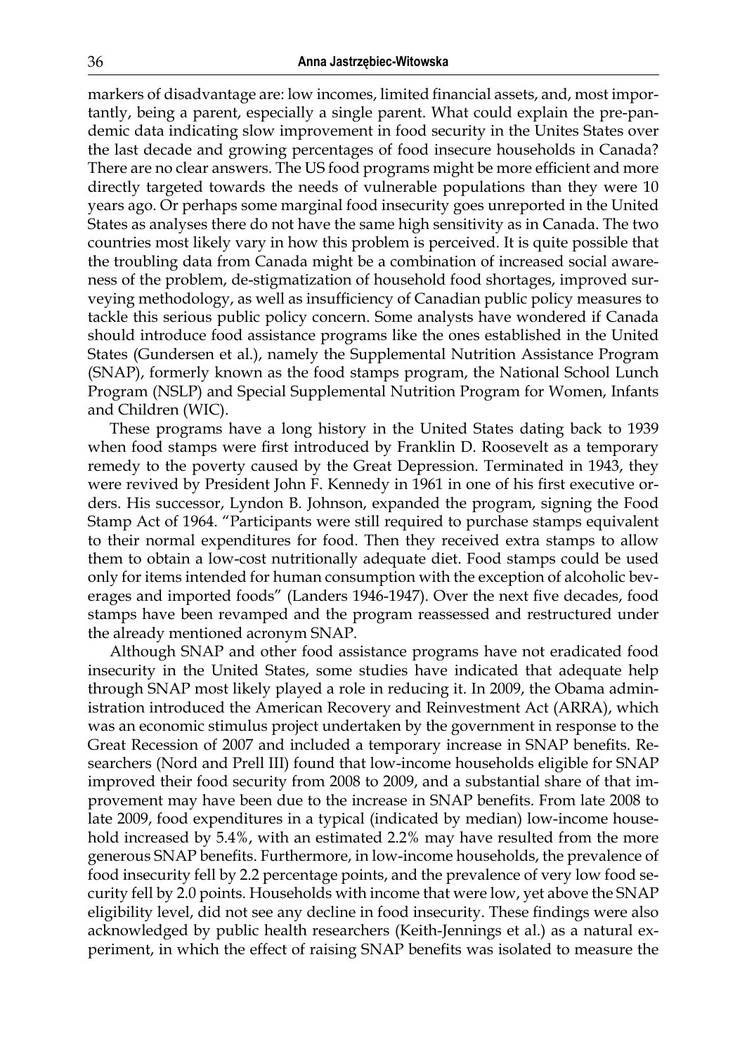markers of disadvantage are: low incomes, limited financial assets, and, most importantly, being a parent, especially a single parent. What could explain the pre-pandemic data indicating slow improvement in food security in the Unites States over the last decade and growing percentages of food insecure households in Canada? There are no clear answers. The US food programs might be more efficient and more directly targeted towards the needs of vulnerable populations than they were 10 years ago. Or perhaps some marginal food insecurity goes unreported in the United States as analyses there do not have the same high sensitivity as in Canada. The two countries most likely vary in how this problem is perceived. It is quite possible that the troubling data from Canada might be a combination of increased social awareness of the problem, de-stigmatization of household food shortages, improved surveying methodology, as well as insufficiency of Canadian public policy measures to tackle this serious public policy concern. Some analysts have wondered if Canada should introduce food assistance programs like the ones established in the United States (Gundersen et al.), namely the Supplemental Nutrition Assistance Program (SNAP), formerly known as the food stamps program, the National School Lunch Program (NSLP) and Special Supplemental Nutrition Program for Women, Infants and Children (WIC).

These programs have a long history in the United States dating back to 1939 when food stamps were first introduced by Franklin D. Roosevelt as a temporary remedy to the poverty caused by the Great Depression. Terminated in 1943, they were revived by President John F. Kennedy in 1961 in one of his first executive orders. His successor, Lyndon B. Johnson, expanded the program, signing the Food Stamp Act of 1964. "Participants were still required to purchase stamps equivalent to their normal expenditures for food. Then they received extra stamps to allow them to obtain a low-cost nutritionally adequate diet. Food stamps could be used only for items intended for human consumption with the exception of alcoholic beverages and imported foods" (Landers 1946-1947). Over the next five decades, food stamps have been revamped and the program reassessed and restructured under the already mentioned acronym SNAP.

Although SNAP and other food assistance programs have not eradicated food insecurity in the United States, some studies have indicated that adequate help through SNAP most likely played a role in reducing it. In 2009, the Obama administration introduced the American Recovery and Reinvestment Act (ARRA), which was an economic stimulus project undertaken by the government in response to the Great Recession of 2007 and included a temporary increase in SNAP benefits. Researchers (Nord and Prell III) found that low-income households eligible for SNAP improved their food security from 2008 to 2009, and a substantial share of that improvement may have been due to the increase in SNAP benefits. From late 2008 to late 2009, food expenditures in a typical (indicated by median) low-income household increased by 5.4%, with an estimated 2.2% may have resulted from the more generous SNAP benefits. Furthermore, in low-income households, the prevalence of food insecurity fell by 2.2 percentage points, and the prevalence of very low food security fell by 2.0 points. Households with income that were low, yet above the SNAP eligibility level, did not see any decline in food insecurity. These findings were also acknowledged by public health researchers (Keith-Jennings et al.) as a natural experiment, in which the effect of raising SNAP benefits was isolated to measure the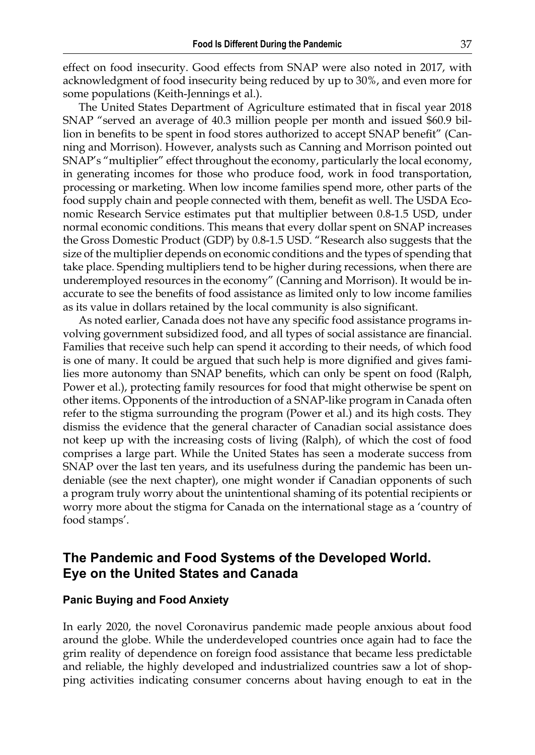effect on food insecurity. Good effects from SNAP were also noted in 2017, with acknowledgment of food insecurity being reduced by up to 30%, and even more for some populations (Keith-Jennings et al.).

The United States Department of Agriculture estimated that in fiscal year 2018 SNAP "served an average of 40.3 million people per month and issued $60.9 billion in benefits to be spent in food stores authorized to accept SNAP benefit" (Canning and Morrison). However, analysts such as Canning and Morrison pointed out SNAP's "multiplier" effect throughout the economy, particularly the local economy, in generating incomes for those who produce food, work in food transportation, processing or marketing. When low income families spend more, other parts of the food supply chain and people connected with them, benefit as well. The USDA Economic Research Service estimates put that multiplier between 0.8-1.5 USD, under normal economic conditions. This means that every dollar spent on SNAP increases the Gross Domestic Product (GDP) by 0.8-1.5 USD. "Research also suggests that the size of the multiplier depends on economic conditions and the types of spending that take place. Spending multipliers tend to be higher during recessions, when there are underemployed resources in the economy" (Canning and Morrison). It would be inaccurate to see the benefits of food assistance as limited only to low income families as its value in dollars retained by the local community is also significant.

As noted earlier, Canada does not have any specific food assistance programs involving government subsidized food, and all types of social assistance are financial. Families that receive such help can spend it according to their needs, of which food is one of many. It could be argued that such help is more dignified and gives families more autonomy than SNAP benefits, which can only be spent on food (Ralph, Power et al.), protecting family resources for food that might otherwise be spent on other items. Opponents of the introduction of a SNAP-like program in Canada often refer to the stigma surrounding the program (Power et al.) and its high costs. They dismiss the evidence that the general character of Canadian social assistance does not keep up with the increasing costs of living (Ralph), of which the cost of food comprises a large part. While the United States has seen a moderate success from SNAP over the last ten years, and its usefulness during the pandemic has been undeniable (see the next chapter), one might wonder if Canadian opponents of such a program truly worry about the unintentional shaming of its potential recipients or worry more about the stigma for Canada on the international stage as a 'country of food stamps'.

## The Pandemic and Food Systems of the Developed World. Eye on the United States and Canada

### Panic Buying and Food Anxiety

In early 2020, the novel Coronavirus pandemic made people anxious about food around the globe. While the underdeveloped countries once again had to face the grim reality of dependence on foreign food assistance that became less predictable and reliable, the highly developed and industrialized countries saw a lot of shopping activities indicating consumer concerns about having enough to eat in the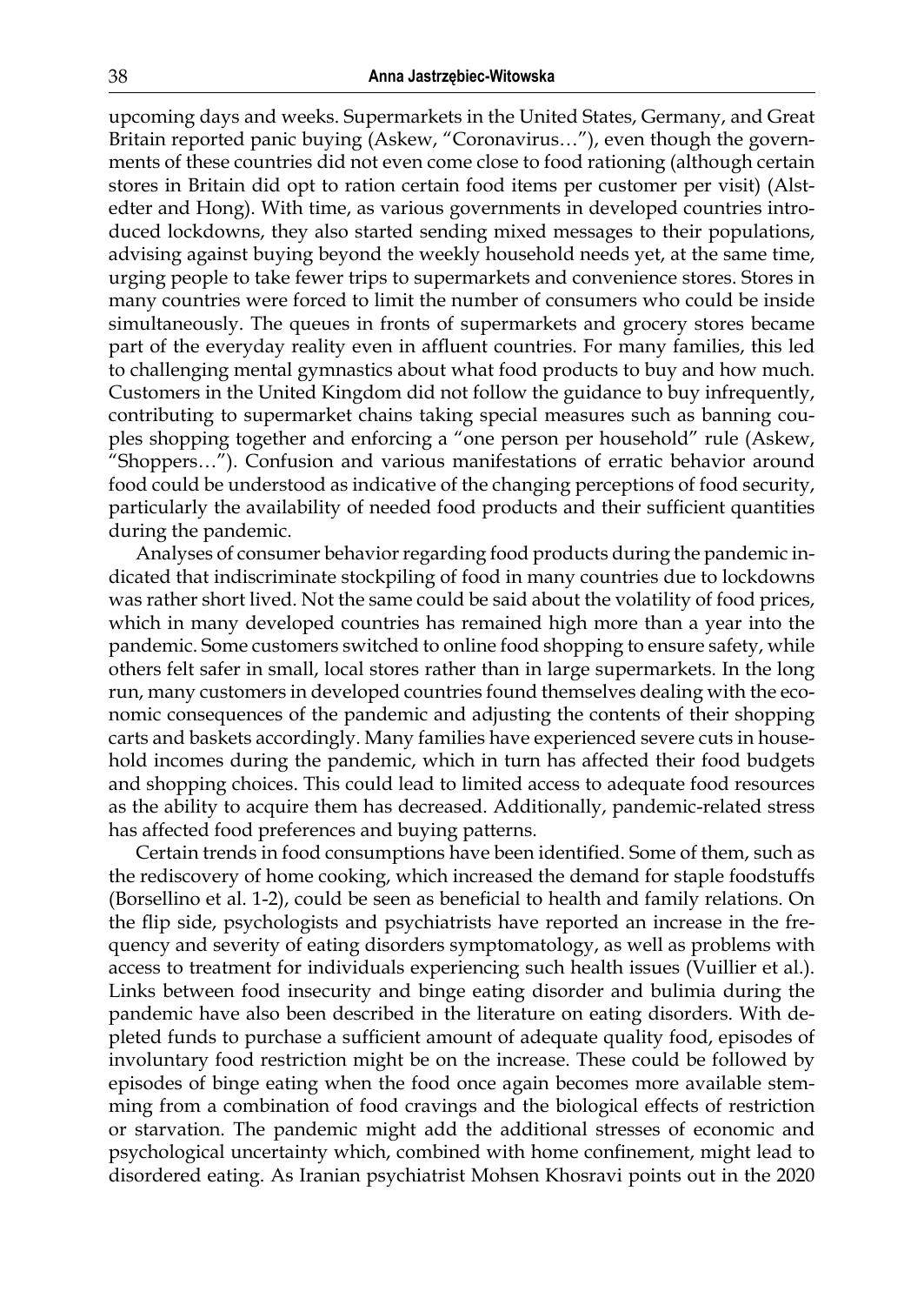upcoming days and weeks. Supermarkets in the United States, Germany, and Great Britain reported panic buying (Askew, "Coronavirus…"), even though the governments of these countries did not even come close to food rationing (although certain stores in Britain did opt to ration certain food items per customer per visit) (Alstedter and Hong). With time, as various governments in developed countries introduced lockdowns, they also started sending mixed messages to their populations, advising against buying beyond the weekly household needs yet, at the same time, urging people to take fewer trips to supermarkets and convenience stores. Stores in many countries were forced to limit the number of consumers who could be inside simultaneously. The queues in fronts of supermarkets and grocery stores became part of the everyday reality even in affluent countries. For many families, this led to challenging mental gymnastics about what food products to buy and how much. Customers in the United Kingdom did not follow the guidance to buy infrequently, contributing to supermarket chains taking special measures such as banning couples shopping together and enforcing a "one person per household" rule (Askew, "Shoppers…"). Confusion and various manifestations of erratic behavior around food could be understood as indicative of the changing perceptions of food security, particularly the availability of needed food products and their sufficient quantities during the pandemic.

Analyses of consumer behavior regarding food products during the pandemic indicated that indiscriminate stockpiling of food in many countries due to lockdowns was rather short lived. Not the same could be said about the volatility of food prices, which in many developed countries has remained high more than a year into the pandemic. Some customers switched to online food shopping to ensure safety, while others felt safer in small, local stores rather than in large supermarkets. In the long run, many customers in developed countries found themselves dealing with the economic consequences of the pandemic and adjusting the contents of their shopping carts and baskets accordingly. Many families have experienced severe cuts in household incomes during the pandemic, which in turn has affected their food budgets and shopping choices. This could lead to limited access to adequate food resources as the ability to acquire them has decreased. Additionally, pandemic-related stress has affected food preferences and buying patterns.

Certain trends in food consumptions have been identified. Some of them, such as the rediscovery of home cooking, which increased the demand for staple foodstuffs (Borsellino et al. 1-2), could be seen as beneficial to health and family relations. On the flip side, psychologists and psychiatrists have reported an increase in the frequency and severity of eating disorders symptomatology, as well as problems with access to treatment for individuals experiencing such health issues (Vuillier et al.). Links between food insecurity and binge eating disorder and bulimia during the pandemic have also been described in the literature on eating disorders. With depleted funds to purchase a sufficient amount of adequate quality food, episodes of involuntary food restriction might be on the increase. These could be followed by episodes of binge eating when the food once again becomes more available stemming from a combination of food cravings and the biological effects of restriction or starvation. The pandemic might add the additional stresses of economic and psychological uncertainty which, combined with home confinement, might lead to disordered eating. As Iranian psychiatrist Mohsen Khosravi points out in the 2020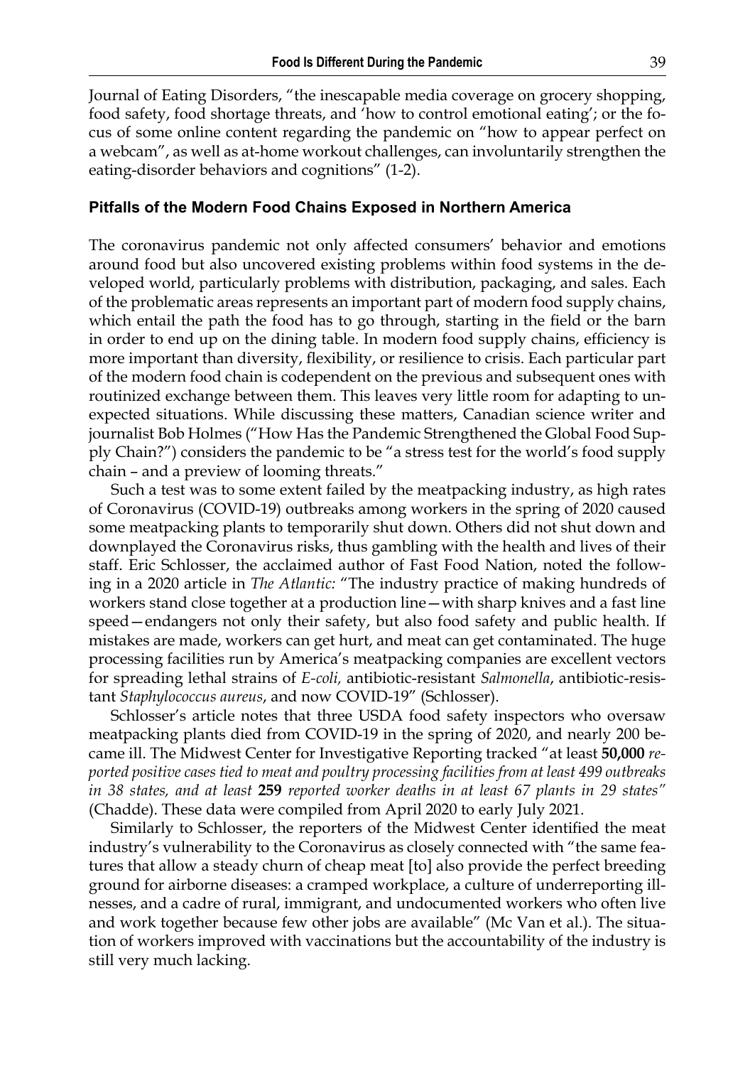Journal of Eating Disorders, "the inescapable media coverage on grocery shopping, food safety, food shortage threats, and 'how to control emotional eating'; or the focus of some online content regarding the pandemic on "how to appear perfect on a webcam", as well as at-home workout challenges, can involuntarily strengthen the eating-disorder behaviors and cognitions" (1-2).

### Pitfalls of the Modern Food Chains Exposed in Northern America

The coronavirus pandemic not only affected consumers' behavior and emotions around food but also uncovered existing problems within food systems in the developed world, particularly problems with distribution, packaging, and sales. Each of the problematic areas represents an important part of modern food supply chains, which entail the path the food has to go through, starting in the field or the barn in order to end up on the dining table. In modern food supply chains, efficiency is more important than diversity, flexibility, or resilience to crisis. Each particular part of the modern food chain is codependent on the previous and subsequent ones with routinized exchange between them. This leaves very little room for adapting to unexpected situations. While discussing these matters, Canadian science writer and journalist Bob Holmes ("How Has the Pandemic Strengthened the Global Food Supply Chain?") considers the pandemic to be "a stress test for the world's food supply chain – and a preview of looming threats."

Such a test was to some extent failed by the meatpacking industry, as high rates of Coronavirus (COVID-19) outbreaks among workers in the spring of 2020 caused some meatpacking plants to temporarily shut down. Others did not shut down and downplayed the Coronavirus risks, thus gambling with the health and lives of their staff. Eric Schlosser, the acclaimed author of Fast Food Nation, noted the following in a 2020 article in *The Atlantic:* "The industry practice of making hundreds of workers stand close together at a production line—with sharp knives and a fast line speed—endangers not only their safety, but also food safety and public health. If mistakes are made, workers can get hurt, and meat can get contaminated. The huge processing facilities run by America's meatpacking companies are excellent vectors for spreading lethal strains of *E-coli,* antibiotic-resistant *Salmonella*, antibiotic-resistant *Staphylococcus aureus*, and now COVID-19" (Schlosser).

Schlosser's article notes that three USDA food safety inspectors who oversaw meatpacking plants died from COVID-19 in the spring of 2020, and nearly 200 became ill. The Midwest Center for Investigative Reporting tracked "at least **50,000** *reported positive cases tied to meat and poultry processing facilities from at least 499 outbreaks in 38 states, and at least* **259** *reported worker deaths in at least 67 plants in 29 states"* (Chadde). These data were compiled from April 2020 to early July 2021.

Similarly to Schlosser, the reporters of the Midwest Center identified the meat industry's vulnerability to the Coronavirus as closely connected with "the same features that allow a steady churn of cheap meat [to] also provide the perfect breeding ground for airborne diseases: a cramped workplace, a culture of underreporting illnesses, and a cadre of rural, immigrant, and undocumented workers who often live and work together because few other jobs are available" (Mc Van et al.). The situation of workers improved with vaccinations but the accountability of the industry is still very much lacking.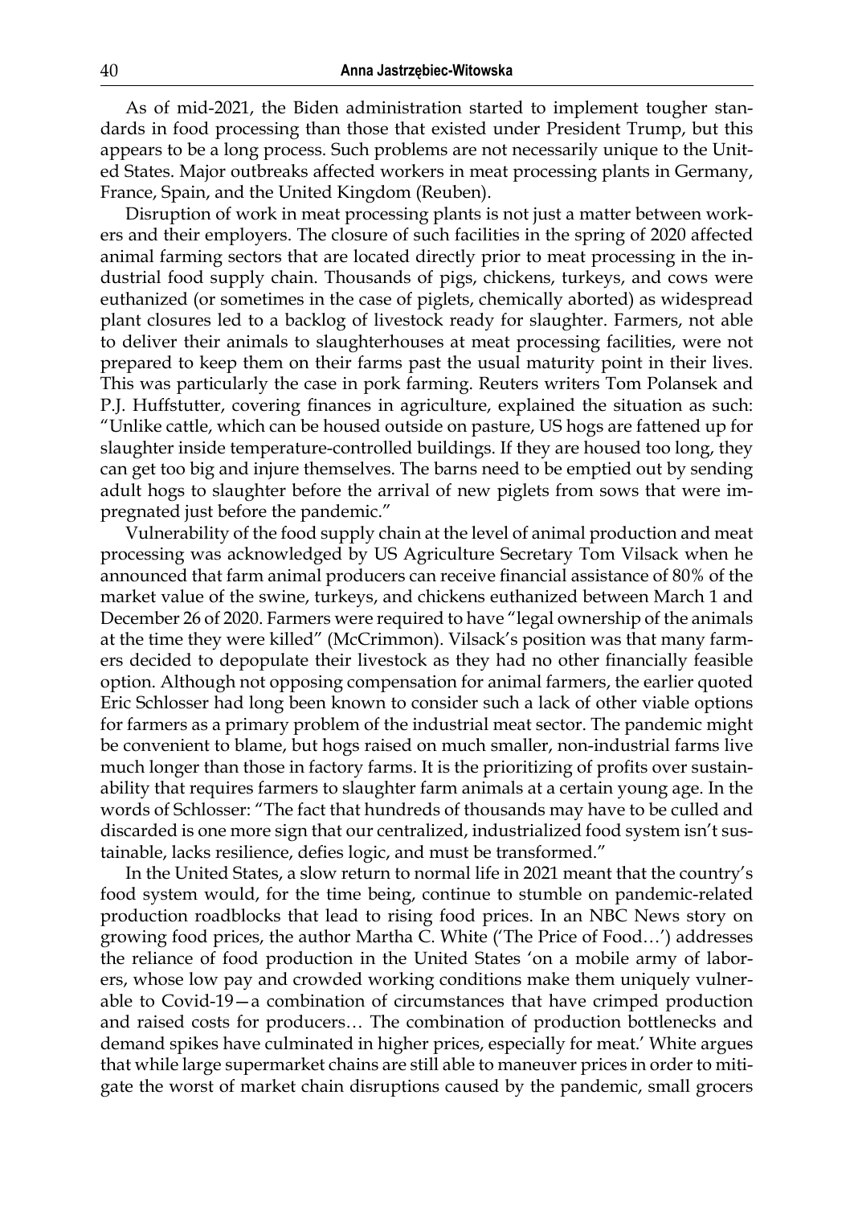As of mid-2021, the Biden administration started to implement tougher standards in food processing than those that existed under President Trump, but this appears to be a long process. Such problems are not necessarily unique to the United States. Major outbreaks affected workers in meat processing plants in Germany, France, Spain, and the United Kingdom (Reuben).

Disruption of work in meat processing plants is not just a matter between workers and their employers. The closure of such facilities in the spring of 2020 affected animal farming sectors that are located directly prior to meat processing in the industrial food supply chain. Thousands of pigs, chickens, turkeys, and cows were euthanized (or sometimes in the case of piglets, chemically aborted) as widespread plant closures led to a backlog of livestock ready for slaughter. Farmers, not able to deliver their animals to slaughterhouses at meat processing facilities, were not prepared to keep them on their farms past the usual maturity point in their lives. This was particularly the case in pork farming. Reuters writers Tom Polansek and P.J. Huffstutter, covering finances in agriculture, explained the situation as such: "Unlike cattle, which can be housed outside on pasture, US hogs are fattened up for slaughter inside temperature-controlled buildings. If they are housed too long, they can get too big and injure themselves. The barns need to be emptied out by sending adult hogs to slaughter before the arrival of new piglets from sows that were impregnated just before the pandemic."

Vulnerability of the food supply chain at the level of animal production and meat processing was acknowledged by US Agriculture Secretary Tom Vilsack when he announced that farm animal producers can receive financial assistance of 80% of the market value of the swine, turkeys, and chickens euthanized between March 1 and December 26 of 2020. Farmers were required to have "legal ownership of the animals at the time they were killed" (McCrimmon). Vilsack's position was that many farmers decided to depopulate their livestock as they had no other financially feasible option. Although not opposing compensation for animal farmers, the earlier quoted Eric Schlosser had long been known to consider such a lack of other viable options for farmers as a primary problem of the industrial meat sector. The pandemic might be convenient to blame, but hogs raised on much smaller, non-industrial farms live much longer than those in factory farms. It is the prioritizing of profits over sustainability that requires farmers to slaughter farm animals at a certain young age. In the words of Schlosser: "The fact that hundreds of thousands may have to be culled and discarded is one more sign that our centralized, industrialized food system isn't sustainable, lacks resilience, defies logic, and must be transformed."

In the United States, a slow return to normal life in 2021 meant that the country's food system would, for the time being, continue to stumble on pandemic-related production roadblocks that lead to rising food prices. In an NBC News story on growing food prices, the author Martha C. White ('The Price of Food…') addresses the reliance of food production in the United States 'on a mobile army of laborers, whose low pay and crowded working conditions make them uniquely vulnerable to Covid-19—a combination of circumstances that have crimped production and raised costs for producers… The combination of production bottlenecks and demand spikes have culminated in higher prices, especially for meat.' White argues that while large supermarket chains are still able to maneuver prices in order to mitigate the worst of market chain disruptions caused by the pandemic, small grocers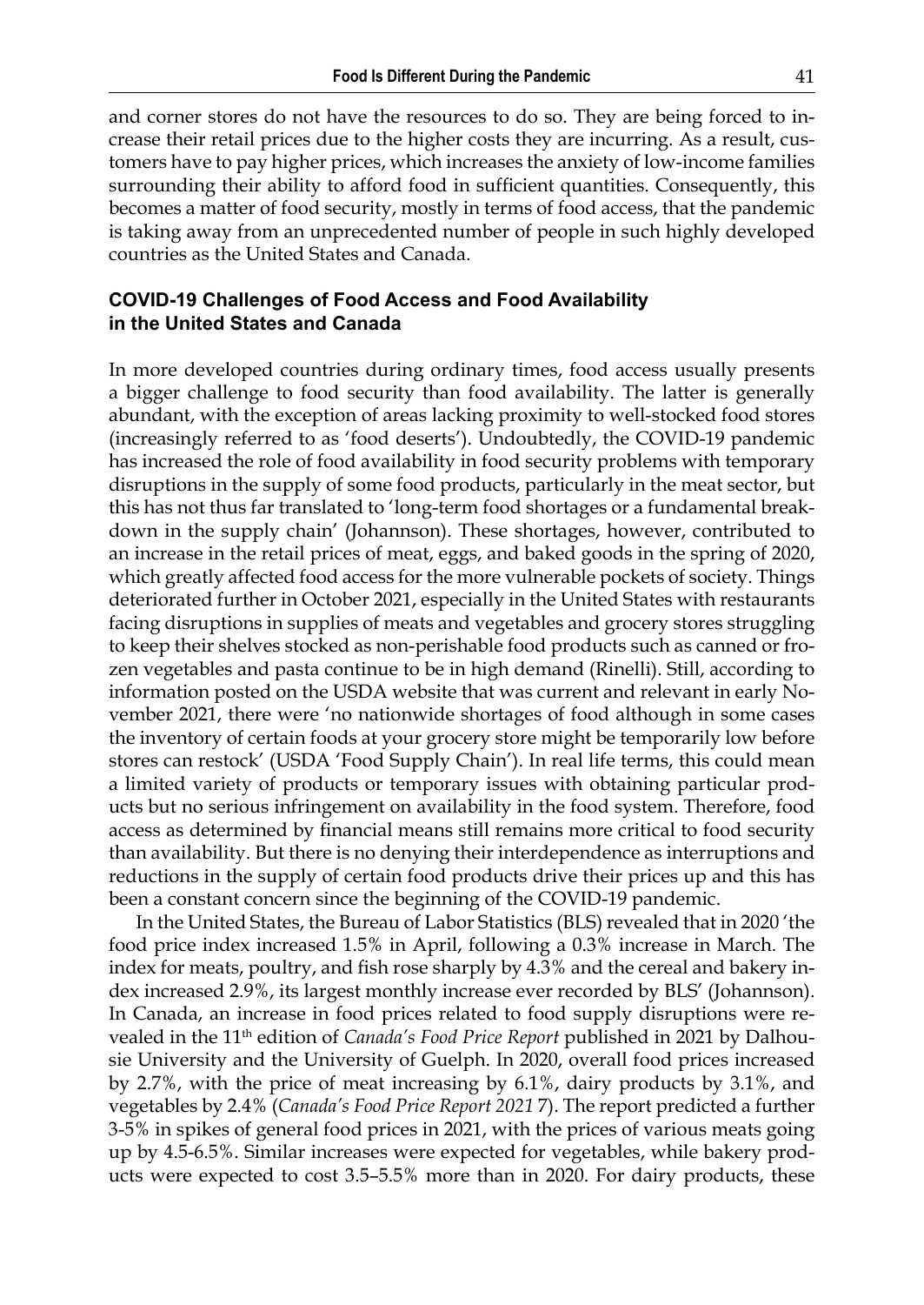and corner stores do not have the resources to do so. They are being forced to increase their retail prices due to the higher costs they are incurring. As a result, customers have to pay higher prices, which increases the anxiety of low-income families surrounding their ability to afford food in sufficient quantities. Consequently, this becomes a matter of food security, mostly in terms of food access, that the pandemic is taking away from an unprecedented number of people in such highly developed countries as the United States and Canada.

### COVID-19 Challenges of Food Access and Food Availability in the United States and Canada

In more developed countries during ordinary times, food access usually presents a bigger challenge to food security than food availability. The latter is generally abundant, with the exception of areas lacking proximity to well-stocked food stores (increasingly referred to as 'food deserts'). Undoubtedly, the COVID-19 pandemic has increased the role of food availability in food security problems with temporary disruptions in the supply of some food products, particularly in the meat sector, but this has not thus far translated to 'long-term food shortages or a fundamental breakdown in the supply chain' (Johannson). These shortages, however, contributed to an increase in the retail prices of meat, eggs, and baked goods in the spring of 2020, which greatly affected food access for the more vulnerable pockets of society. Things deteriorated further in October 2021, especially in the United States with restaurants facing disruptions in supplies of meats and vegetables and grocery stores struggling to keep their shelves stocked as non-perishable food products such as canned or frozen vegetables and pasta continue to be in high demand (Rinelli). Still, according to information posted on the USDA website that was current and relevant in early November 2021, there were 'no nationwide shortages of food although in some cases the inventory of certain foods at your grocery store might be temporarily low before stores can restock' (USDA 'Food Supply Chain'). In real life terms, this could mean a limited variety of products or temporary issues with obtaining particular products but no serious infringement on availability in the food system. Therefore, food access as determined by financial means still remains more critical to food security than availability. But there is no denying their interdependence as interruptions and reductions in the supply of certain food products drive their prices up and this has been a constant concern since the beginning of the COVID-19 pandemic.

In the United States, the Bureau of Labor Statistics (BLS) revealed that in 2020 'the food price index increased 1.5% in April, following a 0.3% increase in March. The index for meats, poultry, and fish rose sharply by 4.3% and the cereal and bakery index increased 2.9%, its largest monthly increase ever recorded by BLS' (Johannson). In Canada, an increase in food prices related to food supply disruptions were revealed in the 11th edition of *Canada's Food Price Report* published in 2021 by Dalhousie University and the University of Guelph. In 2020, overall food prices increased by 2.7%, with the price of meat increasing by 6.1%, dairy products by 3.1%, and vegetables by 2.4% (*Canada's Food Price Report 2021* 7). The report predicted a further 3-5% in spikes of general food prices in 2021, with the prices of various meats going up by 4.5-6.5%. Similar increases were expected for vegetables, while bakery products were expected to cost 3.5–5.5% more than in 2020. For dairy products, these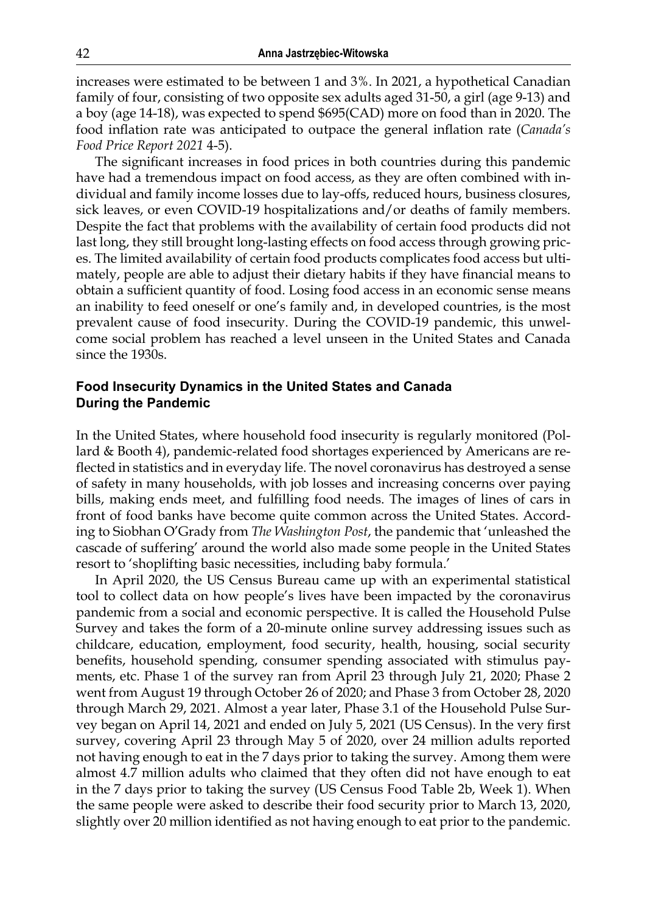increases were estimated to be between 1 and 3%. In 2021, a hypothetical Canadian family of four, consisting of two opposite sex adults aged 31-50, a girl (age 9-13) and a boy (age 14-18), was expected to spend $695(CAD) more on food than in 2020. The food inflation rate was anticipated to outpace the general inflation rate (*Canada's Food Price Report 2021* 4-5).

The significant increases in food prices in both countries during this pandemic have had a tremendous impact on food access, as they are often combined with individual and family income losses due to lay-offs, reduced hours, business closures, sick leaves, or even COVID-19 hospitalizations and/or deaths of family members. Despite the fact that problems with the availability of certain food products did not last long, they still brought long-lasting effects on food access through growing prices. The limited availability of certain food products complicates food access but ultimately, people are able to adjust their dietary habits if they have financial means to obtain a sufficient quantity of food. Losing food access in an economic sense means an inability to feed oneself or one's family and, in developed countries, is the most prevalent cause of food insecurity. During the COVID-19 pandemic, this unwelcome social problem has reached a level unseen in the United States and Canada since the 1930s.

## Food Insecurity Dynamics in the United States and Canada During the Pandemic

In the United States, where household food insecurity is regularly monitored (Pollard & Booth 4), pandemic-related food shortages experienced by Americans are reflected in statistics and in everyday life. The novel coronavirus has destroyed a sense of safety in many households, with job losses and increasing concerns over paying bills, making ends meet, and fulfilling food needs. The images of lines of cars in front of food banks have become quite common across the United States. According to Siobhan O'Grady from *The Washington Post*, the pandemic that 'unleashed the cascade of suffering' around the world also made some people in the United States resort to 'shoplifting basic necessities, including baby formula.'

In April 2020, the US Census Bureau came up with an experimental statistical tool to collect data on how people's lives have been impacted by the coronavirus pandemic from a social and economic perspective. It is called the Household Pulse Survey and takes the form of a 20-minute online survey addressing issues such as childcare, education, employment, food security, health, housing, social security benefits, household spending, consumer spending associated with stimulus payments, etc. Phase 1 of the survey ran from April 23 through July 21, 2020; Phase 2 went from August 19 through October 26 of 2020; and Phase 3 from October 28, 2020 through March 29, 2021. Almost a year later, Phase 3.1 of the Household Pulse Survey began on April 14, 2021 and ended on July 5, 2021 (US Census). In the very first survey, covering April 23 through May 5 of 2020, over 24 million adults reported not having enough to eat in the 7 days prior to taking the survey. Among them were almost 4.7 million adults who claimed that they often did not have enough to eat in the 7 days prior to taking the survey (US Census Food Table 2b, Week 1). When the same people were asked to describe their food security prior to March 13, 2020, slightly over 20 million identified as not having enough to eat prior to the pandemic.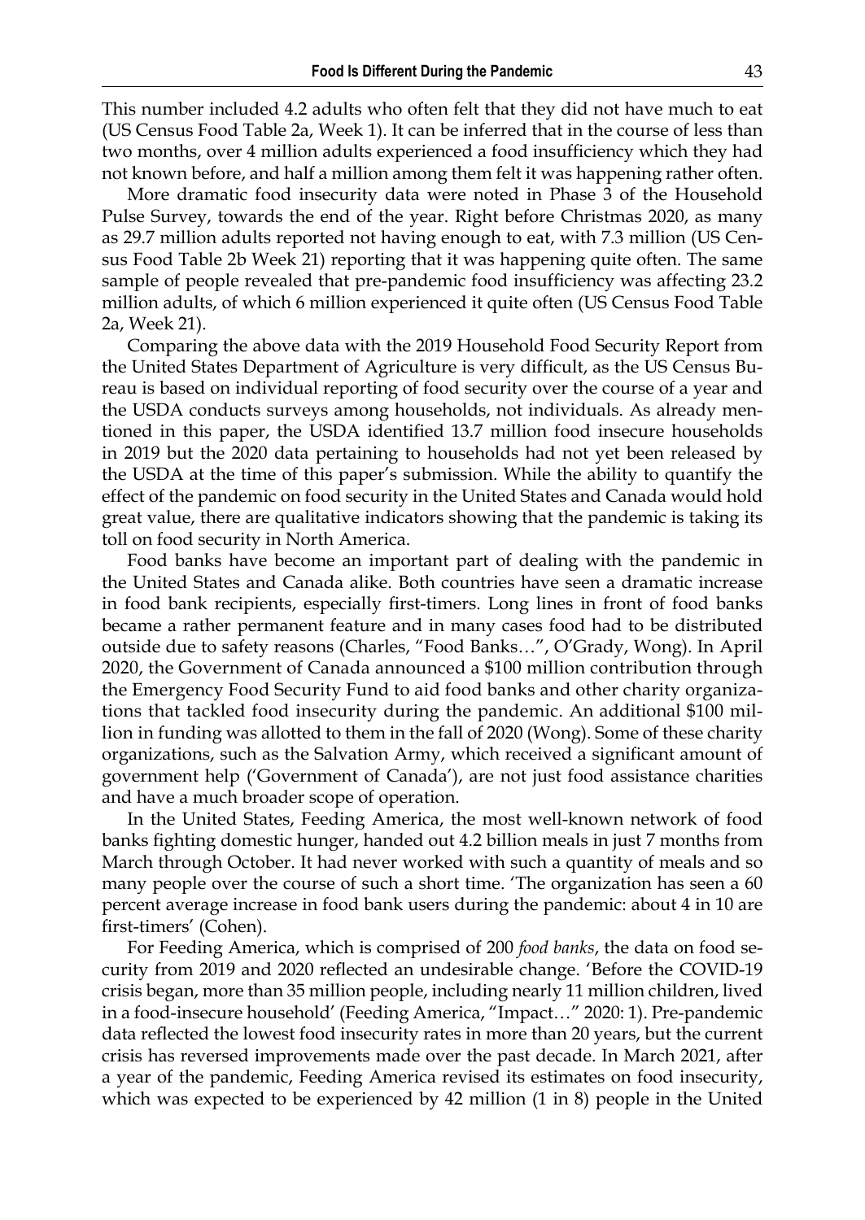This number included 4.2 adults who often felt that they did not have much to eat (US Census Food Table 2a, Week 1). It can be inferred that in the course of less than two months, over 4 million adults experienced a food insufficiency which they had not known before, and half a million among them felt it was happening rather often.

More dramatic food insecurity data were noted in Phase 3 of the Household Pulse Survey, towards the end of the year. Right before Christmas 2020, as many as 29.7 million adults reported not having enough to eat, with 7.3 million (US Census Food Table 2b Week 21) reporting that it was happening quite often. The same sample of people revealed that pre-pandemic food insufficiency was affecting 23.2 million adults, of which 6 million experienced it quite often (US Census Food Table 2a, Week 21).

Comparing the above data with the 2019 Household Food Security Report from the United States Department of Agriculture is very difficult, as the US Census Bureau is based on individual reporting of food security over the course of a year and the USDA conducts surveys among households, not individuals. As already mentioned in this paper, the USDA identified 13.7 million food insecure households in 2019 but the 2020 data pertaining to households had not yet been released by the USDA at the time of this paper's submission. While the ability to quantify the effect of the pandemic on food security in the United States and Canada would hold great value, there are qualitative indicators showing that the pandemic is taking its toll on food security in North America.

Food banks have become an important part of dealing with the pandemic in the United States and Canada alike. Both countries have seen a dramatic increase in food bank recipients, especially first-timers. Long lines in front of food banks became a rather permanent feature and in many cases food had to be distributed outside due to safety reasons (Charles, "Food Banks…", O'Grady, Wong). In April 2020, the Government of Canada announced a $100 million contribution through the Emergency Food Security Fund to aid food banks and other charity organizations that tackled food insecurity during the pandemic. An additional $100 million in funding was allotted to them in the fall of 2020 (Wong). Some of these charity organizations, such as the Salvation Army, which received a significant amount of government help ('Government of Canada'), are not just food assistance charities and have a much broader scope of operation.

In the United States, Feeding America, the most well-known network of food banks fighting domestic hunger, handed out 4.2 billion meals in just 7 months from March through October. It had never worked with such a quantity of meals and so many people over the course of such a short time. 'The organization has seen a 60 percent average increase in food bank users during the pandemic: about 4 in 10 are first-timers' (Cohen).

For Feeding America, which is comprised of 200 *food banks*, the data on food security from 2019 and 2020 reflected an undesirable change. 'Before the COVID-19 crisis began, more than 35 million people, including nearly 11 million children, lived in a food-insecure household' (Feeding America, "Impact…" 2020: 1). Pre-pandemic data reflected the lowest food insecurity rates in more than 20 years, but the current crisis has reversed improvements made over the past decade. In March 2021, after a year of the pandemic, Feeding America revised its estimates on food insecurity, which was expected to be experienced by 42 million (1 in 8) people in the United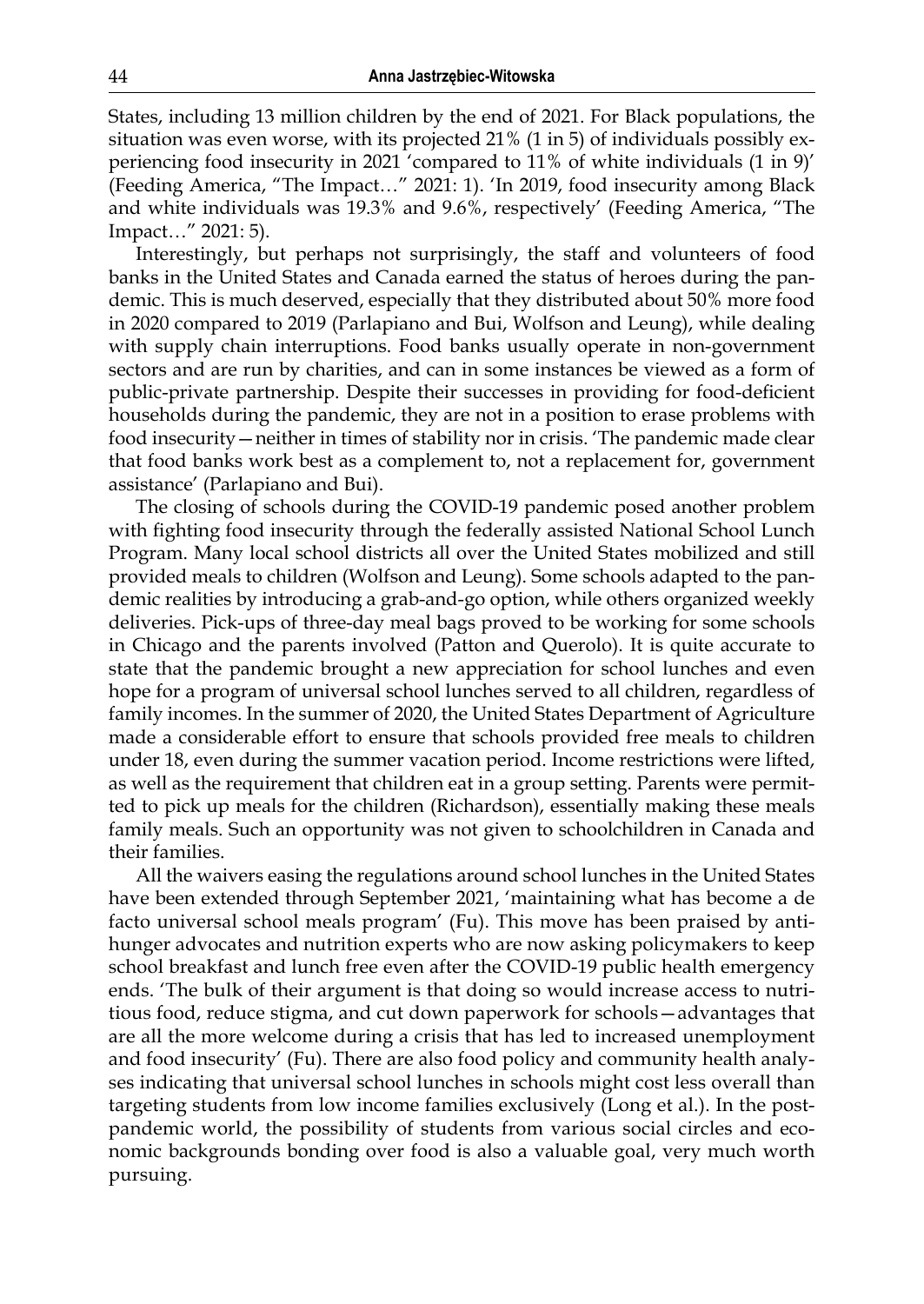States, including 13 million children by the end of 2021. For Black populations, the situation was even worse, with its projected 21% (1 in 5) of individuals possibly experiencing food insecurity in 2021 'compared to 11% of white individuals (1 in 9)' (Feeding America, "The Impact…" 2021: 1). 'In 2019, food insecurity among Black and white individuals was 19.3% and 9.6%, respectively' (Feeding America, "The Impact…" 2021: 5).

Interestingly, but perhaps not surprisingly, the staff and volunteers of food banks in the United States and Canada earned the status of heroes during the pandemic. This is much deserved, especially that they distributed about 50% more food in 2020 compared to 2019 (Parlapiano and Bui, Wolfson and Leung), while dealing with supply chain interruptions. Food banks usually operate in non-government sectors and are run by charities, and can in some instances be viewed as a form of public-private partnership. Despite their successes in providing for food-deficient households during the pandemic, they are not in a position to erase problems with food insecurity—neither in times of stability nor in crisis. 'The pandemic made clear that food banks work best as a complement to, not a replacement for, government assistance' (Parlapiano and Bui).

The closing of schools during the COVID-19 pandemic posed another problem with fighting food insecurity through the federally assisted National School Lunch Program. Many local school districts all over the United States mobilized and still provided meals to children (Wolfson and Leung). Some schools adapted to the pandemic realities by introducing a grab-and-go option, while others organized weekly deliveries. Pick-ups of three-day meal bags proved to be working for some schools in Chicago and the parents involved (Patton and Querolo). It is quite accurate to state that the pandemic brought a new appreciation for school lunches and even hope for a program of universal school lunches served to all children, regardless of family incomes. In the summer of 2020, the United States Department of Agriculture made a considerable effort to ensure that schools provided free meals to children under 18, even during the summer vacation period. Income restrictions were lifted, as well as the requirement that children eat in a group setting. Parents were permitted to pick up meals for the children (Richardson), essentially making these meals family meals. Such an opportunity was not given to schoolchildren in Canada and their families.

All the waivers easing the regulations around school lunches in the United States have been extended through September 2021, 'maintaining what has become a de facto universal school meals program' (Fu). This move has been praised by anti-hunger advocates and nutrition experts who are now asking policymakers to keep school breakfast and lunch free even after the COVID-19 public health emergency ends. 'The bulk of their argument is that doing so would increase access to nutritious food, reduce stigma, and cut down paperwork for schools—advantages that are all the more welcome during a crisis that has led to increased unemployment and food insecurity' (Fu). There are also food policy and community health analyses indicating that universal school lunches in schools might cost less overall than targeting students from low income families exclusively (Long et al.). In the post-pandemic world, the possibility of students from various social circles and economic backgrounds bonding over food is also a valuable goal, very much worth pursuing.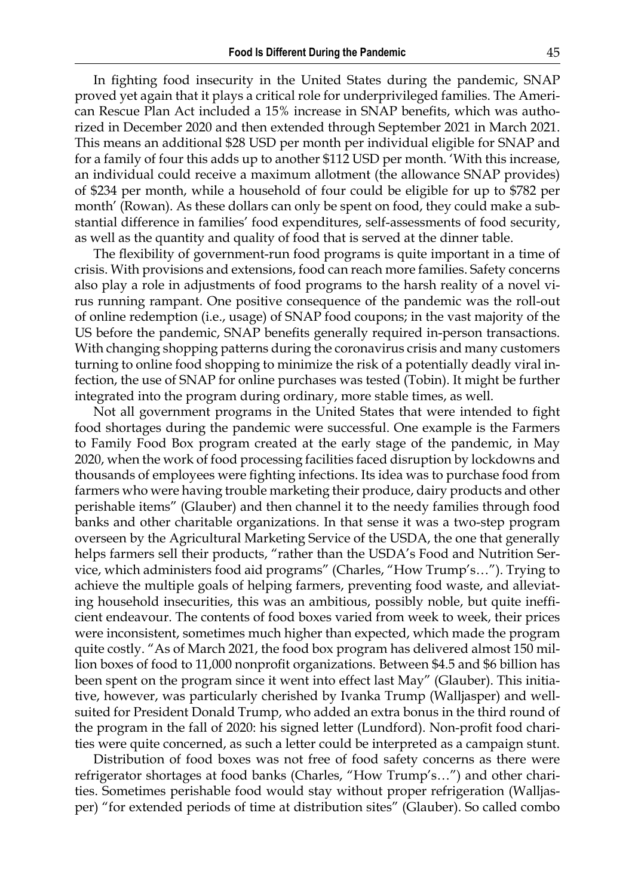In fighting food insecurity in the United States during the pandemic, SNAP proved yet again that it plays a critical role for underprivileged families. The American Rescue Plan Act included a 15% increase in SNAP benefits, which was authorized in December 2020 and then extended through September 2021 in March 2021. This means an additional $28 USD per month per individual eligible for SNAP and for a family of four this adds up to another $112 USD per month. 'With this increase, an individual could receive a maximum allotment (the allowance SNAP provides) of $234 per month, while a household of four could be eligible for up to $782 per month' (Rowan). As these dollars can only be spent on food, they could make a substantial difference in families' food expenditures, self-assessments of food security, as well as the quantity and quality of food that is served at the dinner table.

The flexibility of government-run food programs is quite important in a time of crisis. With provisions and extensions, food can reach more families. Safety concerns also play a role in adjustments of food programs to the harsh reality of a novel virus running rampant. One positive consequence of the pandemic was the roll-out of online redemption (i.e., usage) of SNAP food coupons; in the vast majority of the US before the pandemic, SNAP benefits generally required in-person transactions. With changing shopping patterns during the coronavirus crisis and many customers turning to online food shopping to minimize the risk of a potentially deadly viral infection, the use of SNAP for online purchases was tested (Tobin). It might be further integrated into the program during ordinary, more stable times, as well.

Not all government programs in the United States that were intended to fight food shortages during the pandemic were successful. One example is the Farmers to Family Food Box program created at the early stage of the pandemic, in May 2020, when the work of food processing facilities faced disruption by lockdowns and thousands of employees were fighting infections. Its idea was to purchase food from farmers who were having trouble marketing their produce, dairy products and other perishable items" (Glauber) and then channel it to the needy families through food banks and other charitable organizations. In that sense it was a two-step program overseen by the Agricultural Marketing Service of the USDA, the one that generally helps farmers sell their products, "rather than the USDA's Food and Nutrition Service, which administers food aid programs" (Charles, "How Trump's…"). Trying to achieve the multiple goals of helping farmers, preventing food waste, and alleviating household insecurities, this was an ambitious, possibly noble, but quite inefficient endeavour. The contents of food boxes varied from week to week, their prices were inconsistent, sometimes much higher than expected, which made the program quite costly. "As of March 2021, the food box program has delivered almost 150 million boxes of food to 11,000 nonprofit organizations. Between $4.5 and $6 billion has been spent on the program since it went into effect last May" (Glauber). This initiative, however, was particularly cherished by Ivanka Trump (Walljasper) and well-suited for President Donald Trump, who added an extra bonus in the third round of the program in the fall of 2020: his signed letter (Lundford). Non-profit food charities were quite concerned, as such a letter could be interpreted as a campaign stunt.

Distribution of food boxes was not free of food safety concerns as there were refrigerator shortages at food banks (Charles, "How Trump's…") and other charities. Sometimes perishable food would stay without proper refrigeration (Walljasper) "for extended periods of time at distribution sites" (Glauber). So called combo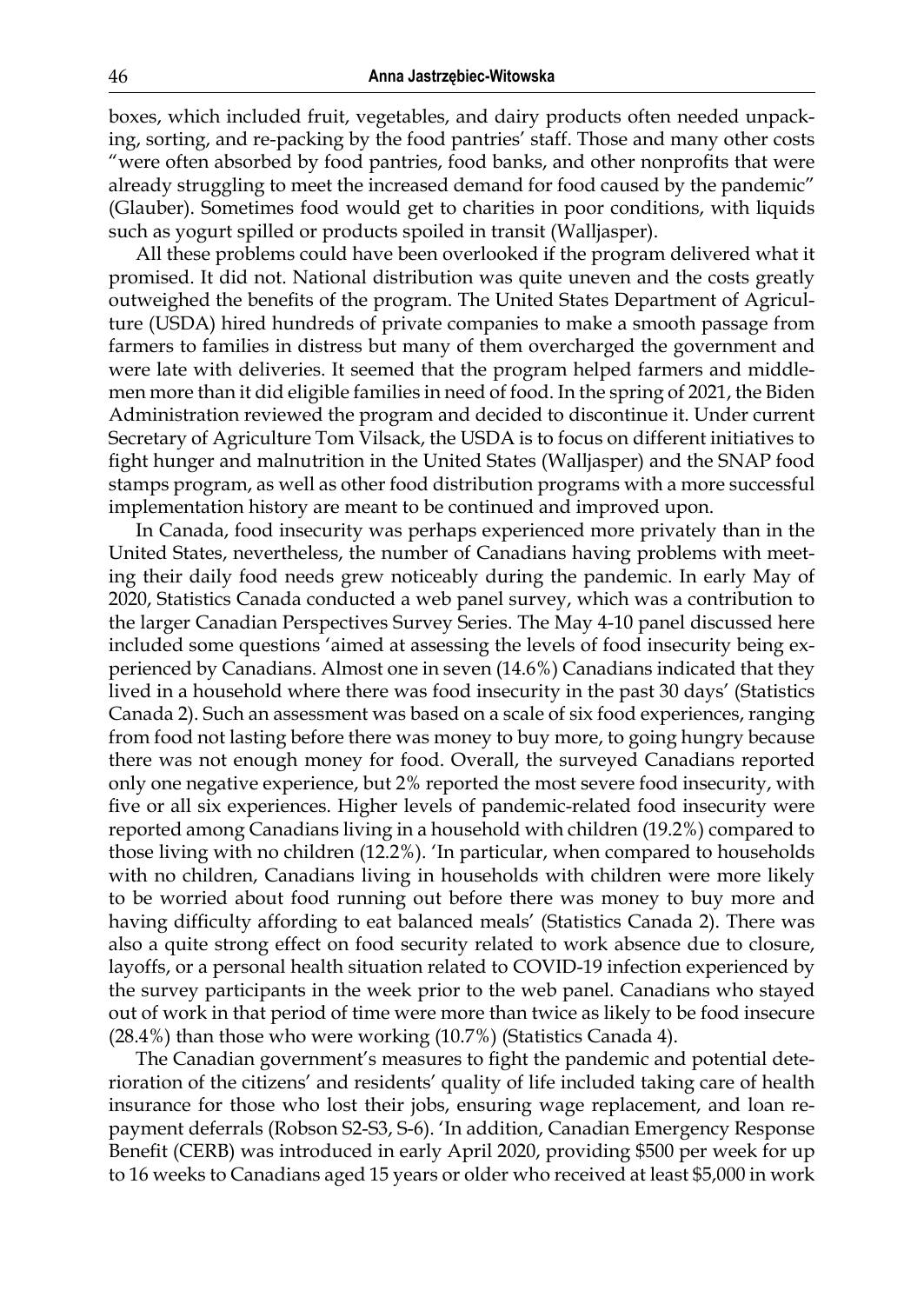boxes, which included fruit, vegetables, and dairy products often needed unpacking, sorting, and re-packing by the food pantries' staff. Those and many other costs "were often absorbed by food pantries, food banks, and other nonprofits that were already struggling to meet the increased demand for food caused by the pandemic" (Glauber). Sometimes food would get to charities in poor conditions, with liquids such as yogurt spilled or products spoiled in transit (Walljasper).

All these problems could have been overlooked if the program delivered what it promised. It did not. National distribution was quite uneven and the costs greatly outweighed the benefits of the program. The United States Department of Agriculture (USDA) hired hundreds of private companies to make a smooth passage from farmers to families in distress but many of them overcharged the government and were late with deliveries. It seemed that the program helped farmers and middlemen more than it did eligible families in need of food. In the spring of 2021, the Biden Administration reviewed the program and decided to discontinue it. Under current Secretary of Agriculture Tom Vilsack, the USDA is to focus on different initiatives to fight hunger and malnutrition in the United States (Walljasper) and the SNAP food stamps program, as well as other food distribution programs with a more successful implementation history are meant to be continued and improved upon.

In Canada, food insecurity was perhaps experienced more privately than in the United States, nevertheless, the number of Canadians having problems with meeting their daily food needs grew noticeably during the pandemic. In early May of 2020, Statistics Canada conducted a web panel survey, which was a contribution to the larger Canadian Perspectives Survey Series. The May 4-10 panel discussed here included some questions 'aimed at assessing the levels of food insecurity being experienced by Canadians. Almost one in seven (14.6%) Canadians indicated that they lived in a household where there was food insecurity in the past 30 days' (Statistics Canada 2). Such an assessment was based on a scale of six food experiences, ranging from food not lasting before there was money to buy more, to going hungry because there was not enough money for food. Overall, the surveyed Canadians reported only one negative experience, but 2% reported the most severe food insecurity, with five or all six experiences. Higher levels of pandemic-related food insecurity were reported among Canadians living in a household with children (19.2%) compared to those living with no children (12.2%). 'In particular, when compared to households with no children, Canadians living in households with children were more likely to be worried about food running out before there was money to buy more and having difficulty affording to eat balanced meals' (Statistics Canada 2). There was also a quite strong effect on food security related to work absence due to closure, layoffs, or a personal health situation related to COVID-19 infection experienced by the survey participants in the week prior to the web panel. Canadians who stayed out of work in that period of time were more than twice as likely to be food insecure (28.4%) than those who were working (10.7%) (Statistics Canada 4).

The Canadian government's measures to fight the pandemic and potential deterioration of the citizens' and residents' quality of life included taking care of health insurance for those who lost their jobs, ensuring wage replacement, and loan repayment deferrals (Robson S2-S3, S-6). 'In addition, Canadian Emergency Response Benefit (CERB) was introduced in early April 2020, providing $500 per week for up to 16 weeks to Canadians aged 15 years or older who received at least $5,000 in work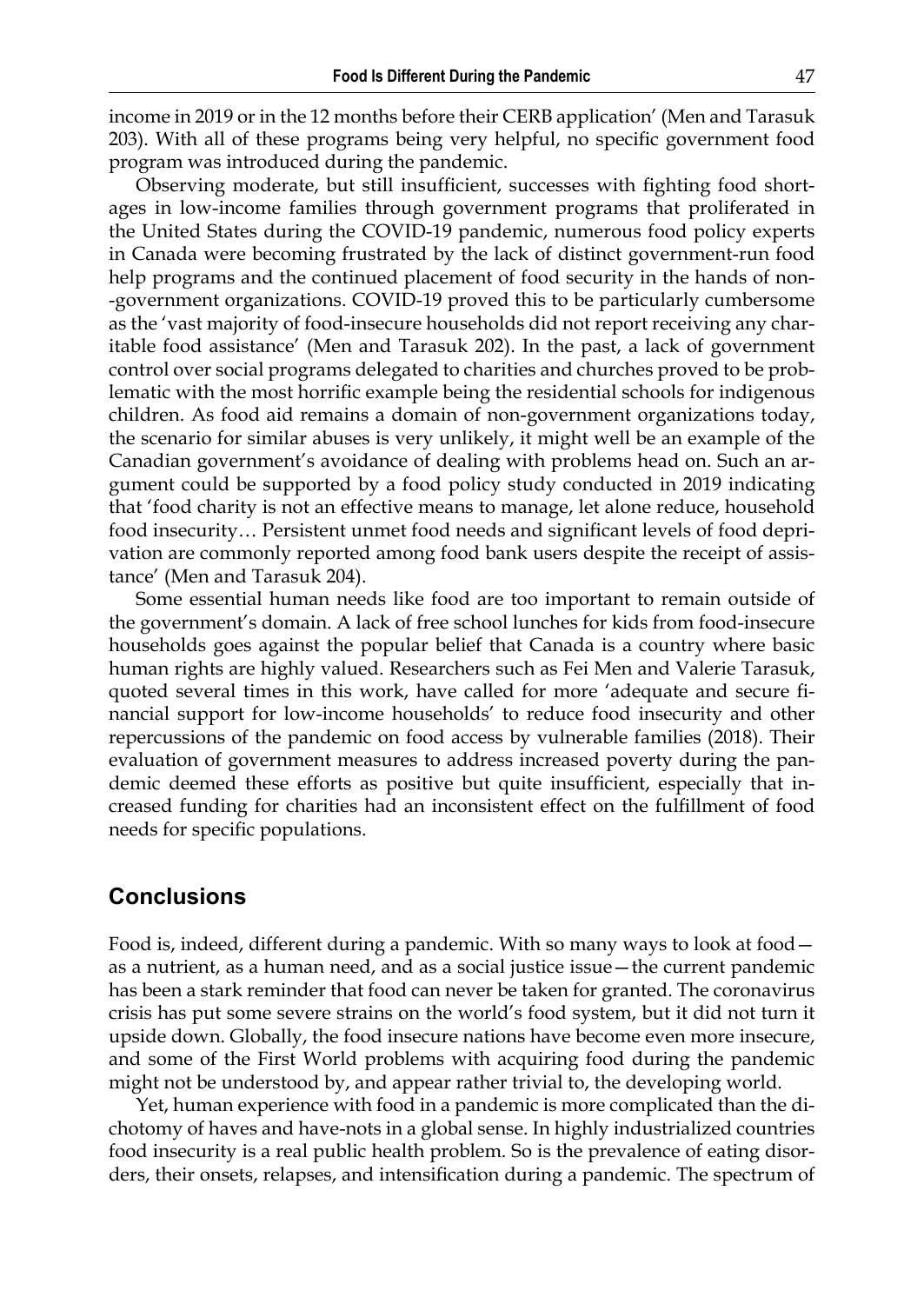income in 2019 or in the 12 months before their CERB application' (Men and Tarasuk 203). With all of these programs being very helpful, no specific government food program was introduced during the pandemic.

Observing moderate, but still insufficient, successes with fighting food shortages in low-income families through government programs that proliferated in the United States during the COVID-19 pandemic, numerous food policy experts in Canada were becoming frustrated by the lack of distinct government-run food help programs and the continued placement of food security in the hands of non-government organizations. COVID-19 proved this to be particularly cumbersome as the 'vast majority of food-insecure households did not report receiving any charitable food assistance' (Men and Tarasuk 202). In the past, a lack of government control over social programs delegated to charities and churches proved to be problematic with the most horrific example being the residential schools for indigenous children. As food aid remains a domain of non-government organizations today, the scenario for similar abuses is very unlikely, it might well be an example of the Canadian government's avoidance of dealing with problems head on. Such an argument could be supported by a food policy study conducted in 2019 indicating that 'food charity is not an effective means to manage, let alone reduce, household food insecurity… Persistent unmet food needs and significant levels of food deprivation are commonly reported among food bank users despite the receipt of assistance' (Men and Tarasuk 204).

Some essential human needs like food are too important to remain outside of the government's domain. A lack of free school lunches for kids from food-insecure households goes against the popular belief that Canada is a country where basic human rights are highly valued. Researchers such as Fei Men and Valerie Tarasuk, quoted several times in this work, have called for more 'adequate and secure financial support for low-income households' to reduce food insecurity and other repercussions of the pandemic on food access by vulnerable families (2018). Their evaluation of government measures to address increased poverty during the pandemic deemed these efforts as positive but quite insufficient, especially that increased funding for charities had an inconsistent effect on the fulfillment of food needs for specific populations.

## Conclusions

Food is, indeed, different during a pandemic. With so many ways to look at food—as a nutrient, as a human need, and as a social justice issue—the current pandemic has been a stark reminder that food can never be taken for granted. The coronavirus crisis has put some severe strains on the world's food system, but it did not turn it upside down. Globally, the food insecure nations have become even more insecure, and some of the First World problems with acquiring food during the pandemic might not be understood by, and appear rather trivial to, the developing world.

Yet, human experience with food in a pandemic is more complicated than the dichotomy of haves and have-nots in a global sense. In highly industrialized countries food insecurity is a real public health problem. So is the prevalence of eating disorders, their onsets, relapses, and intensification during a pandemic. The spectrum of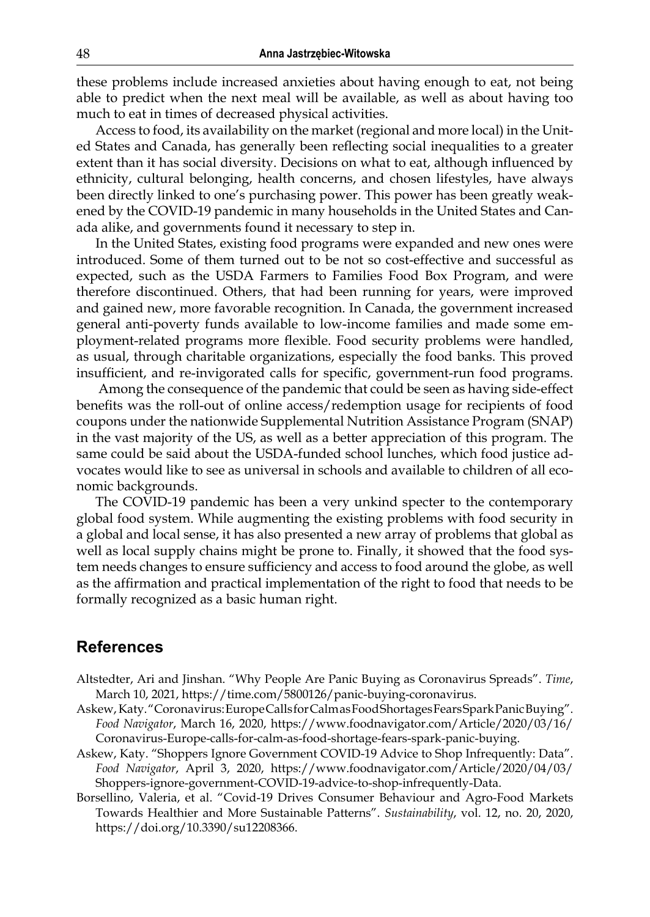these problems include increased anxieties about having enough to eat, not being able to predict when the next meal will be available, as well as about having too much to eat in times of decreased physical activities.

Access to food, its availability on the market (regional and more local) in the United States and Canada, has generally been reflecting social inequalities to a greater extent than it has social diversity. Decisions on what to eat, although influenced by ethnicity, cultural belonging, health concerns, and chosen lifestyles, have always been directly linked to one's purchasing power. This power has been greatly weakened by the COVID-19 pandemic in many households in the United States and Canada alike, and governments found it necessary to step in.

In the United States, existing food programs were expanded and new ones were introduced. Some of them turned out to be not so cost-effective and successful as expected, such as the USDA Farmers to Families Food Box Program, and were therefore discontinued. Others, that had been running for years, were improved and gained new, more favorable recognition. In Canada, the government increased general anti-poverty funds available to low-income families and made some employment-related programs more flexible. Food security problems were handled, as usual, through charitable organizations, especially the food banks. This proved insufficient, and re-invigorated calls for specific, government-run food programs.

Among the consequence of the pandemic that could be seen as having side-effect benefits was the roll-out of online access/redemption usage for recipients of food coupons under the nationwide Supplemental Nutrition Assistance Program (SNAP) in the vast majority of the US, as well as a better appreciation of this program. The same could be said about the USDA-funded school lunches, which food justice advocates would like to see as universal in schools and available to children of all economic backgrounds.

The COVID-19 pandemic has been a very unkind specter to the contemporary global food system. While augmenting the existing problems with food security in a global and local sense, it has also presented a new array of problems that global as well as local supply chains might be prone to. Finally, it showed that the food system needs changes to ensure sufficiency and access to food around the globe, as well as the affirmation and practical implementation of the right to food that needs to be formally recognized as a basic human right.

## References

Altstedter, Ari and Jinshan. "Why People Are Panic Buying as Coronavirus Spreads". *Time*, March 10, 2021, https://time.com/5800126/panic-buying-coronavirus.

Askew, Katy. "Coronavirus: Europe Calls for Calm as Food Shortages Fears Spark Panic Buying". *Food Navigator*, March 16, 2020, https://www.foodnavigator.com/Article/2020/03/16/Coronavirus-Europe-calls-for-calm-as-food-shortage-fears-spark-panic-buying.

Askew, Katy. "Shoppers Ignore Government COVID-19 Advice to Shop Infrequently: Data". *Food Navigator*, April 3, 2020, https://www.foodnavigator.com/Article/2020/04/03/Shoppers-ignore-government-COVID-19-advice-to-shop-infrequently-Data.

Borsellino, Valeria, et al. "Covid-19 Drives Consumer Behaviour and Agro-Food Markets Towards Healthier and More Sustainable Patterns". *Sustainability*, vol. 12, no. 20, 2020, https://doi.org/10.3390/su12208366.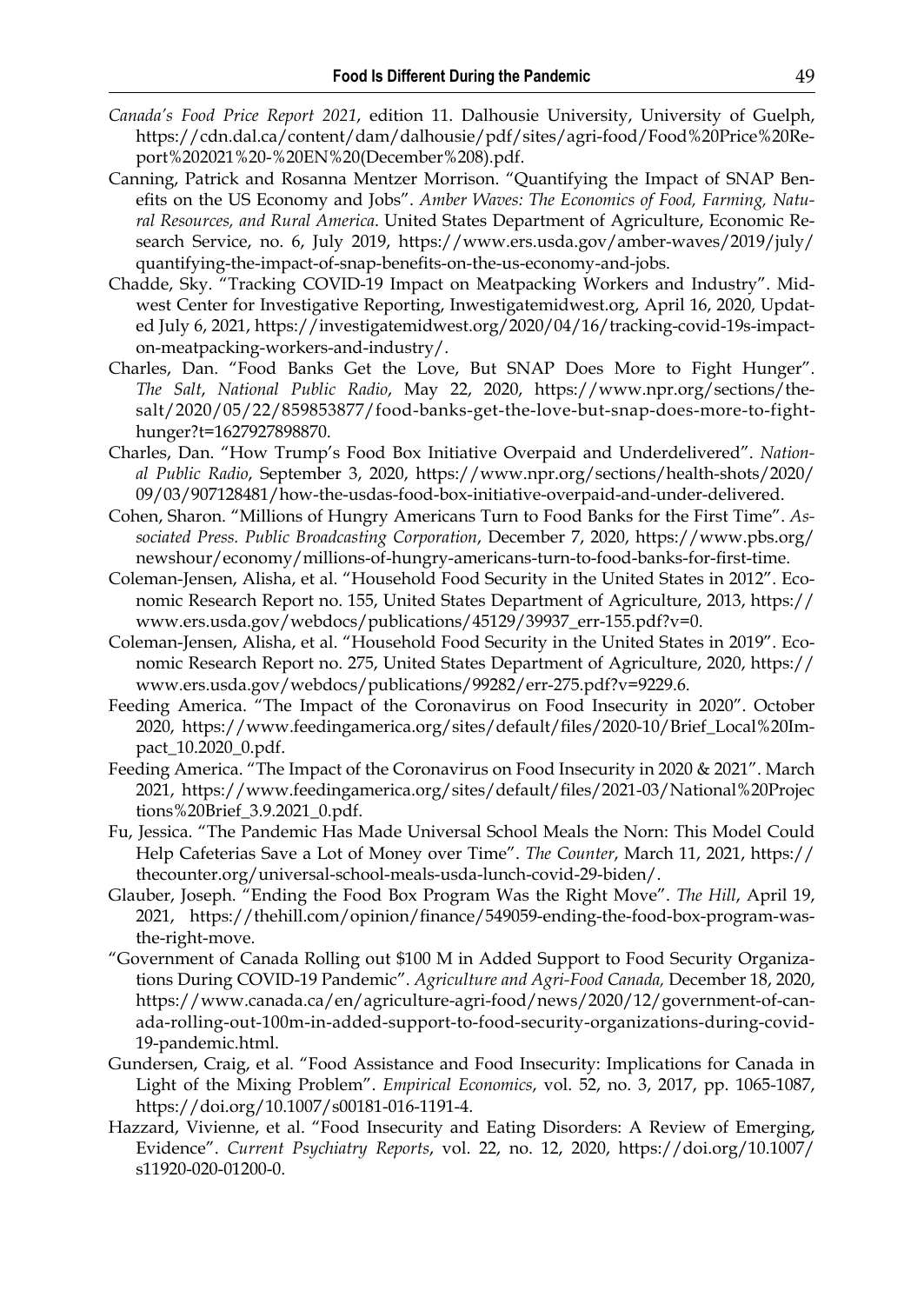*Canada's Food Price Report 2021*, edition 11. Dalhousie University, University of Guelph, https://cdn.dal.ca/content/dam/dalhousie/pdf/sites/agri-food/Food%20Price%20Report%202021%20-%20EN%20(December%208).pdf.

Canning, Patrick and Rosanna Mentzer Morrison. "Quantifying the Impact of SNAP Benefits on the US Economy and Jobs". *Amber Waves: The Economics of Food, Farming, Natural Resources, and Rural America*. United States Department of Agriculture, Economic Research Service, no. 6, July 2019, https://www.ers.usda.gov/amber-waves/2019/july/quantifying-the-impact-of-snap-benefits-on-the-us-economy-and-jobs.

Chadde, Sky. "Tracking COVID-19 Impact on Meatpacking Workers and Industry". Midwest Center for Investigative Reporting, Inwestigatemidwest.org, April 16, 2020, Updated July 6, 2021, https://investigatemidwest.org/2020/04/16/tracking-covid-19s-impact-on-meatpacking-workers-and-industry/.

Charles, Dan. "Food Banks Get the Love, But SNAP Does More to Fight Hunger". *The Salt*, *National Public Radio*, May 22, 2020, https://www.npr.org/sections/thesalt/2020/05/22/859853877/food-banks-get-the-love-but-snap-does-more-to-fight-hunger?t=1627927898870.

Charles, Dan. "How Trump's Food Box Initiative Overpaid and Underdelivered". *National Public Radio*, September 3, 2020, https://www.npr.org/sections/health-shots/2020/09/03/907128481/how-the-usdas-food-box-initiative-overpaid-and-under-delivered.

Cohen, Sharon. "Millions of Hungry Americans Turn to Food Banks for the First Time". *Associated Press. Public Broadcasting Corporation*, December 7, 2020, https://www.pbs.org/newshour/economy/millions-of-hungry-americans-turn-to-food-banks-for-first-time.

Coleman-Jensen, Alisha, et al. "Household Food Security in the United States in 2012". Economic Research Report no. 155, United States Department of Agriculture, 2013, https://www.ers.usda.gov/webdocs/publications/45129/39937_err-155.pdf?v=0.

Coleman-Jensen, Alisha, et al. "Household Food Security in the United States in 2019". Economic Research Report no. 275, United States Department of Agriculture, 2020, https://www.ers.usda.gov/webdocs/publications/99282/err-275.pdf?v=9229.6.

Feeding America. "The Impact of the Coronavirus on Food Insecurity in 2020". October 2020, https://www.feedingamerica.org/sites/default/files/2020-10/Brief_Local%20Impact_10.2020_0.pdf.

Feeding America. "The Impact of the Coronavirus on Food Insecurity in 2020 & 2021". March 2021, https://www.feedingamerica.org/sites/default/files/2021-03/National%20Projections%20Brief_3.9.2021_0.pdf.

Fu, Jessica. "The Pandemic Has Made Universal School Meals the Norn: This Model Could Help Cafeterias Save a Lot of Money over Time". *The Counter*, March 11, 2021, https://thecounter.org/universal-school-meals-usda-lunch-covid-29-biden/.

Glauber, Joseph. "Ending the Food Box Program Was the Right Move". *The Hill*, April 19, 2021, https://thehill.com/opinion/finance/549059-ending-the-food-box-program-was-the-right-move.

"Government of Canada Rolling out $100 M in Added Support to Food Security Organizations During COVID-19 Pandemic". *Agriculture and Agri-Food Canada,* December 18, 2020, https://www.canada.ca/en/agriculture-agri-food/news/2020/12/government-of-canada-rolling-out-100m-in-added-support-to-food-security-organizations-during-covid-19-pandemic.html.

Gundersen, Craig, et al. "Food Assistance and Food Insecurity: Implications for Canada in Light of the Mixing Problem". *Empirical Economics*, vol. 52, no. 3, 2017, pp. 1065-1087, https://doi.org/10.1007/s00181-016-1191-4.

Hazzard, Vivienne, et al. "Food Insecurity and Eating Disorders: A Review of Emerging, Evidence". *Current Psychiatry Reports*, vol. 22, no. 12, 2020, https://doi.org/10.1007/s11920-020-01200-0.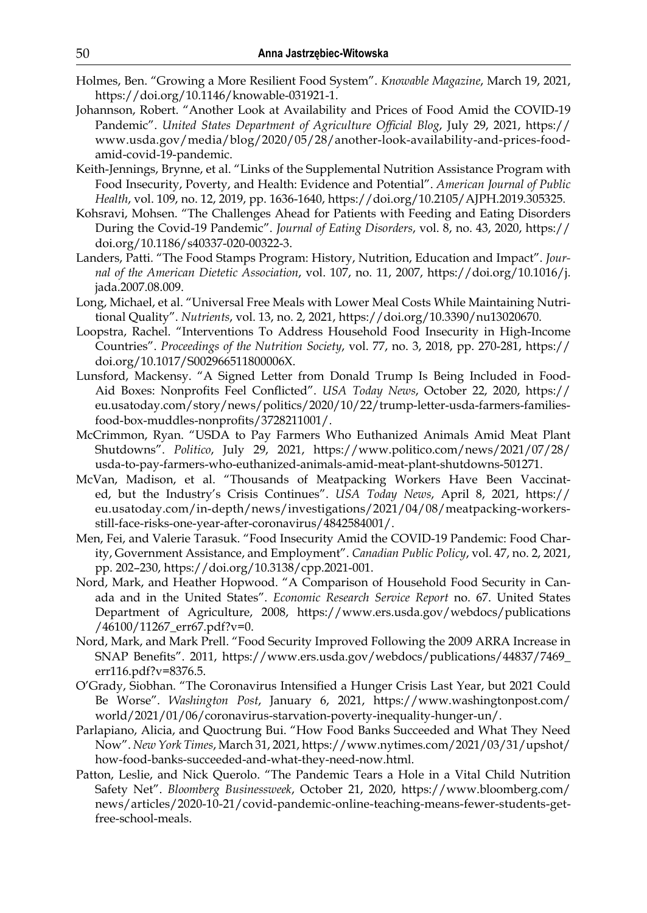Holmes, Ben. "Growing a More Resilient Food System". *Knowable Magazine*, March 19, 2021, https://doi.org/10.1146/knowable-031921-1.

Johannson, Robert. "Another Look at Availability and Prices of Food Amid the COVID-19 Pandemic". *United States Department of Agriculture Official Blog*, July 29, 2021, https://www.usda.gov/media/blog/2020/05/28/another-look-availability-and-prices-food-amid-covid-19-pandemic.

Keith-Jennings, Brynne, et al. "Links of the Supplemental Nutrition Assistance Program with Food Insecurity, Poverty, and Health: Evidence and Potential". *American Journal of Public Health*, vol. 109, no. 12, 2019, pp. 1636-1640, https://doi.org/10.2105/AJPH.2019.305325.

Kohsravi, Mohsen. "The Challenges Ahead for Patients with Feeding and Eating Disorders During the Covid-19 Pandemic". *Journal of Eating Disorders*, vol. 8, no. 43, 2020, https://doi.org/10.1186/s40337-020-00322-3.

Landers, Patti. "The Food Stamps Program: History, Nutrition, Education and Impact". *Journal of the American Dietetic Association*, vol. 107, no. 11, 2007, https://doi.org/10.1016/j.jada.2007.08.009.

Long, Michael, et al. "Universal Free Meals with Lower Meal Costs While Maintaining Nutritional Quality". *Nutrients*, vol. 13, no. 2, 2021, https://doi.org/10.3390/nu13020670.

Loopstra, Rachel. "Interventions To Address Household Food Insecurity in High-Income Countries". *Proceedings of the Nutrition Society*, vol. 77, no. 3, 2018, pp. 270-281, https://doi.org/10.1017/S002966511800006X.

Lunsford, Mackensy. "A Signed Letter from Donald Trump Is Being Included in Food-Aid Boxes: Nonprofits Feel Conflicted". *USA Today News*, October 22, 2020, https://eu.usatoday.com/story/news/politics/2020/10/22/trump-letter-usda-farmers-families-food-box-muddles-nonprofits/3728211001/.

McCrimmon, Ryan. "USDA to Pay Farmers Who Euthanized Animals Amid Meat Plant Shutdowns". *Politico*, July 29, 2021, https://www.politico.com/news/2021/07/28/usda-to-pay-farmers-who-euthanized-animals-amid-meat-plant-shutdowns-501271.

McVan, Madison, et al. "Thousands of Meatpacking Workers Have Been Vaccinated, but the Industry's Crisis Continues". *USA Today News*, April 8, 2021, https://eu.usatoday.com/in-depth/news/investigations/2021/04/08/meatpacking-workers-still-face-risks-one-year-after-coronavirus/4842584001/.

Men, Fei, and Valerie Tarasuk. "Food Insecurity Amid the COVID-19 Pandemic: Food Charity, Government Assistance, and Employment". *Canadian Public Policy*, vol. 47, no. 2, 2021, pp. 202–230, https://doi.org/10.3138/cpp.2021-001.

Nord, Mark, and Heather Hopwood. "A Comparison of Household Food Security in Canada and in the United States". *Economic Research Service Report* no. 67. United States Department of Agriculture, 2008, https://www.ers.usda.gov/webdocs/publications/46100/11267_err67.pdf?v=0.

Nord, Mark, and Mark Prell. "Food Security Improved Following the 2009 ARRA Increase in SNAP Benefits". 2011, https://www.ers.usda.gov/webdocs/publications/44837/7469_err116.pdf?v=8376.5.

O'Grady, Siobhan. "The Coronavirus Intensified a Hunger Crisis Last Year, but 2021 Could Be Worse". *Washington Post*, January 6, 2021, https://www.washingtonpost.com/world/2021/01/06/coronavirus-starvation-poverty-inequality-hunger-un/.

Parlapiano, Alicia, and Quoctrung Bui. "How Food Banks Succeeded and What They Need Now". *New York Times*, March 31, 2021, https://www.nytimes.com/2021/03/31/upshot/how-food-banks-succeeded-and-what-they-need-now.html.

Patton, Leslie, and Nick Querolo. "The Pandemic Tears a Hole in a Vital Child Nutrition Safety Net". *Bloomberg Businessweek*, October 21, 2020, https://www.bloomberg.com/news/articles/2020-10-21/covid-pandemic-online-teaching-means-fewer-students-get-free-school-meals.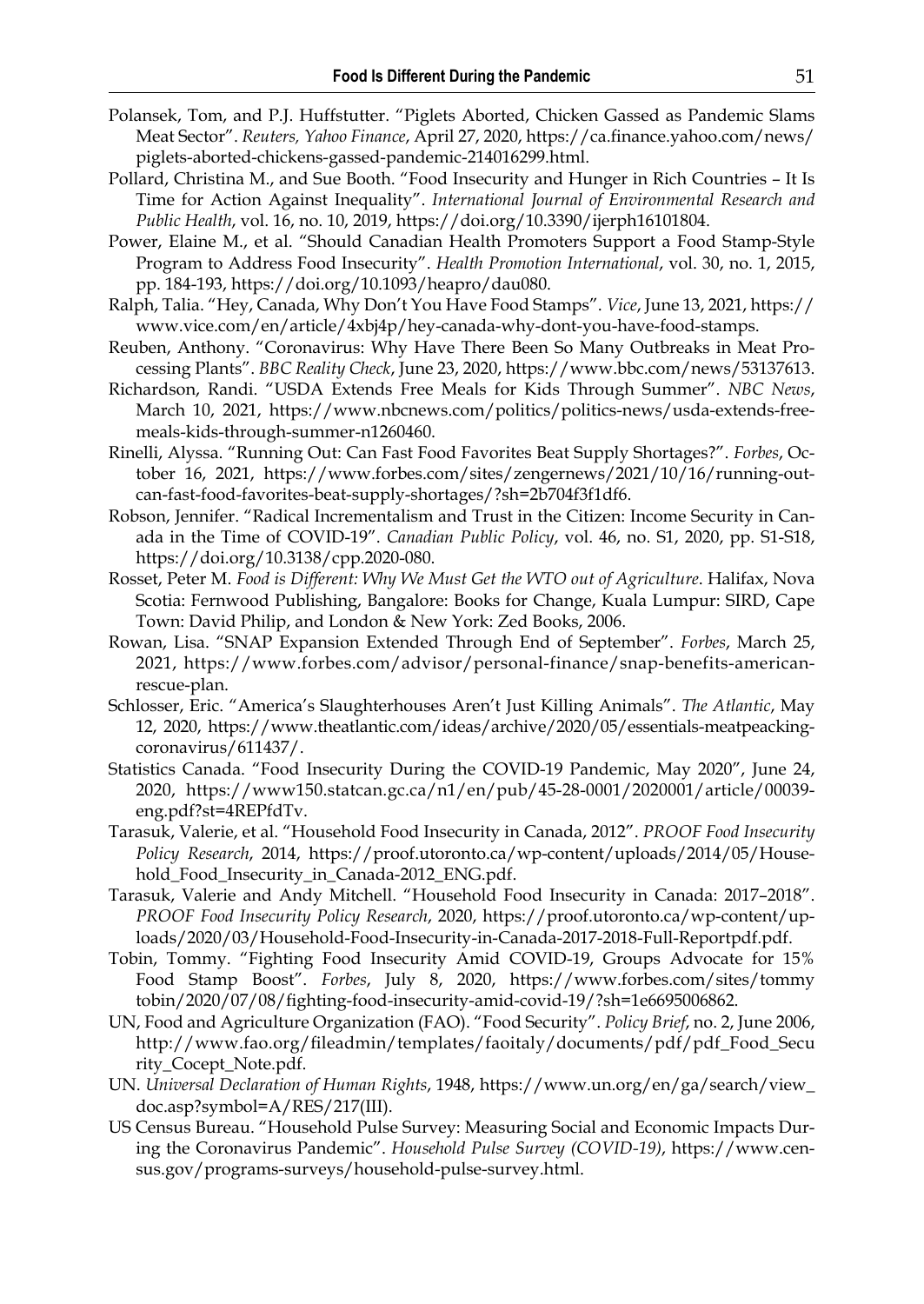Polansek, Tom, and P.J. Huffstutter. "Piglets Aborted, Chicken Gassed as Pandemic Slams Meat Sector". *Reuters, Yahoo Finance*, April 27, 2020, https://ca.finance.yahoo.com/news/piglets-aborted-chickens-gassed-pandemic-214016299.html.

Pollard, Christina M., and Sue Booth. "Food Insecurity and Hunger in Rich Countries – It Is Time for Action Against Inequality". *International Journal of Environmental Research and Public Health*, vol. 16, no. 10, 2019, https://doi.org/10.3390/ijerph16101804.

Power, Elaine M., et al. "Should Canadian Health Promoters Support a Food Stamp-Style Program to Address Food Insecurity". *Health Promotion International*, vol. 30, no. 1, 2015, pp. 184-193, https://doi.org/10.1093/heapro/dau080.

Ralph, Talia. "Hey, Canada, Why Don't You Have Food Stamps". *Vice*, June 13, 2021, https://www.vice.com/en/article/4xbj4p/hey-canada-why-dont-you-have-food-stamps.

Reuben, Anthony. "Coronavirus: Why Have There Been So Many Outbreaks in Meat Processing Plants". *BBC Reality Check*, June 23, 2020, https://www.bbc.com/news/53137613.

Richardson, Randi. "USDA Extends Free Meals for Kids Through Summer". *NBC News*, March 10, 2021, https://www.nbcnews.com/politics/politics-news/usda-extends-free-meals-kids-through-summer-n1260460.

Rinelli, Alyssa. "Running Out: Can Fast Food Favorites Beat Supply Shortages?". *Forbes*, October 16, 2021, https://www.forbes.com/sites/zengernews/2021/10/16/running-out-can-fast-food-favorites-beat-supply-shortages/?sh=2b704f3f1df6.

Robson, Jennifer. "Radical Incrementalism and Trust in the Citizen: Income Security in Canada in the Time of COVID-19". *Canadian Public Policy*, vol. 46, no. S1, 2020, pp. S1-S18, https://doi.org/10.3138/cpp.2020-080.

Rosset, Peter M. *Food is Different: Why We Must Get the WTO out of Agriculture*. Halifax, Nova Scotia: Fernwood Publishing, Bangalore: Books for Change, Kuala Lumpur: SIRD, Cape Town: David Philip, and London & New York: Zed Books, 2006.

Rowan, Lisa. "SNAP Expansion Extended Through End of September". *Forbes*, March 25, 2021, https://www.forbes.com/advisor/personal-finance/snap-benefits-american-rescue-plan.

Schlosser, Eric. "America's Slaughterhouses Aren't Just Killing Animals". *The Atlantic*, May 12, 2020, https://www.theatlantic.com/ideas/archive/2020/05/essentials-meatpeacking-coronavirus/611437/.

Statistics Canada. "Food Insecurity During the COVID-19 Pandemic, May 2020", June 24, 2020, https://www150.statcan.gc.ca/n1/en/pub/45-28-0001/2020001/article/00039-eng.pdf?st=4REPfdTv.

Tarasuk, Valerie, et al. "Household Food Insecurity in Canada, 2012". *PROOF Food Insecurity Policy Research*, 2014, https://proof.utoronto.ca/wp-content/uploads/2014/05/Household_Food_Insecurity_in_Canada-2012_ENG.pdf.

Tarasuk, Valerie and Andy Mitchell. "Household Food Insecurity in Canada: 2017–2018". *PROOF Food Insecurity Policy Research*, 2020, https://proof.utoronto.ca/wp-content/uploads/2020/03/Household-Food-Insecurity-in-Canada-2017-2018-Full-Reportpdf.pdf.

Tobin, Tommy. "Fighting Food Insecurity Amid COVID-19, Groups Advocate for 15% Food Stamp Boost". *Forbes*, July 8, 2020, https://www.forbes.com/sites/tommytobin/2020/07/08/fighting-food-insecurity-amid-covid-19/?sh=1e6695006862.

UN, Food and Agriculture Organization (FAO). "Food Security". *Policy Brief*, no. 2, June 2006, http://www.fao.org/fileadmin/templates/faoitaly/documents/pdf/pdf_Food_Security_Cocept_Note.pdf.

UN. *Universal Declaration of Human Rights*, 1948, https://www.un.org/en/ga/search/view_doc.asp?symbol=A/RES/217(III).

US Census Bureau. "Household Pulse Survey: Measuring Social and Economic Impacts During the Coronavirus Pandemic". *Household Pulse Survey (COVID-19)*, https://www.census.gov/programs-surveys/household-pulse-survey.html.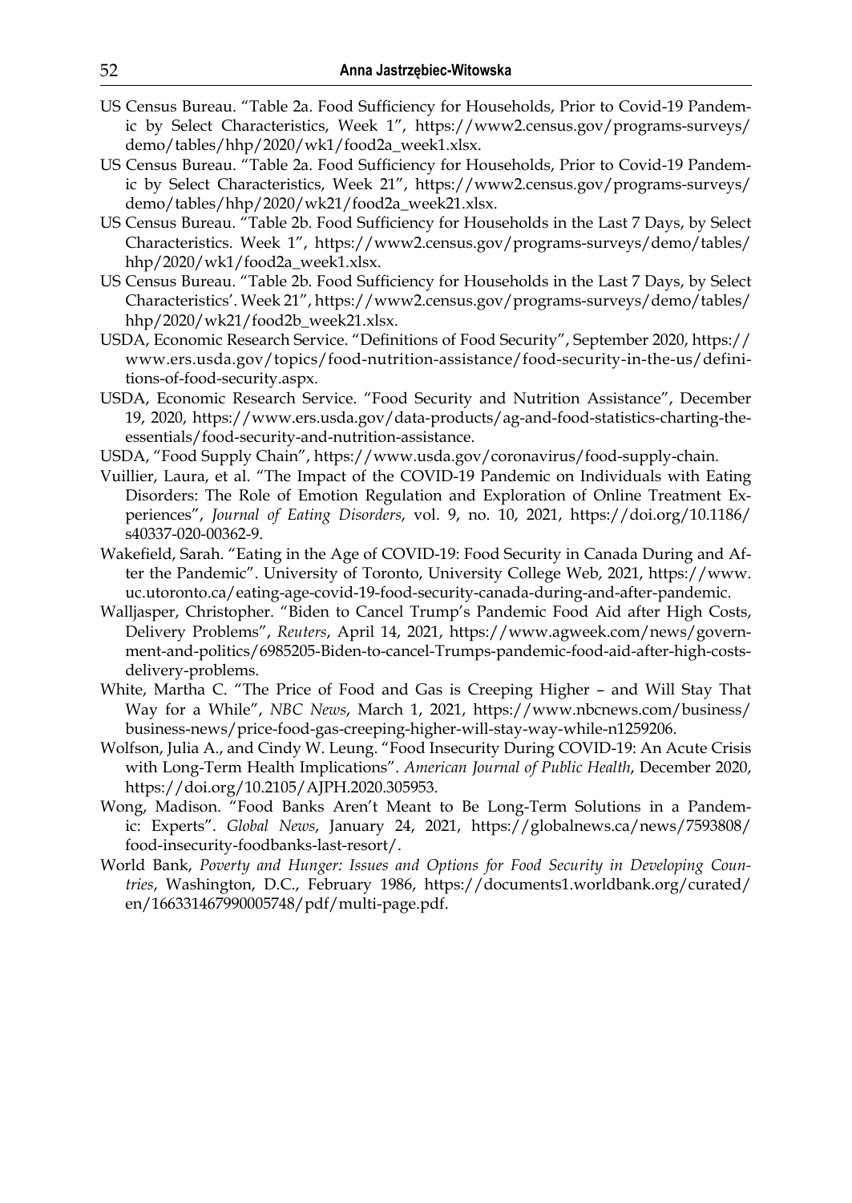US Census Bureau. "Table 2a. Food Sufficiency for Households, Prior to Covid-19 Pandemic by Select Characteristics, Week 1", https://www2.census.gov/programs-surveys/demo/tables/hhp/2020/wk1/food2a_week1.xlsx.

US Census Bureau. "Table 2a. Food Sufficiency for Households, Prior to Covid-19 Pandemic by Select Characteristics, Week 21", https://www2.census.gov/programs-surveys/demo/tables/hhp/2020/wk21/food2a_week21.xlsx.

US Census Bureau. "Table 2b. Food Sufficiency for Households in the Last 7 Days, by Select Characteristics. Week 1", https://www2.census.gov/programs-surveys/demo/tables/hhp/2020/wk1/food2a_week1.xlsx.

US Census Bureau. "Table 2b. Food Sufficiency for Households in the Last 7 Days, by Select Characteristics'. Week 21", https://www2.census.gov/programs-surveys/demo/tables/hhp/2020/wk21/food2b_week21.xlsx.

USDA, Economic Research Service. "Definitions of Food Security", September 2020, https://www.ers.usda.gov/topics/food-nutrition-assistance/food-security-in-the-us/definitions-of-food-security.aspx.

USDA, Economic Research Service. "Food Security and Nutrition Assistance", December 19, 2020, https://www.ers.usda.gov/data-products/ag-and-food-statistics-charting-the-essentials/food-security-and-nutrition-assistance.

USDA, "Food Supply Chain", https://www.usda.gov/coronavirus/food-supply-chain.

Vuillier, Laura, et al. "The Impact of the COVID-19 Pandemic on Individuals with Eating Disorders: The Role of Emotion Regulation and Exploration of Online Treatment Experiences", *Journal of Eating Disorders*, vol. 9, no. 10, 2021, https://doi.org/10.1186/s40337-020-00362-9.

Wakefield, Sarah. "Eating in the Age of COVID-19: Food Security in Canada During and After the Pandemic". University of Toronto, University College Web, 2021, https://www.uc.utoronto.ca/eating-age-covid-19-food-security-canada-during-and-after-pandemic.

Walljasper, Christopher. "Biden to Cancel Trump's Pandemic Food Aid after High Costs, Delivery Problems", *Reuters*, April 14, 2021, https://www.agweek.com/news/government-and-politics/6985205-Biden-to-cancel-Trumps-pandemic-food-aid-after-high-costs-delivery-problems.

White, Martha C. "The Price of Food and Gas is Creeping Higher – and Will Stay That Way for a While", *NBC News*, March 1, 2021, https://www.nbcnews.com/business/business-news/price-food-gas-creeping-higher-will-stay-way-while-n1259206.

Wolfson, Julia A., and Cindy W. Leung. "Food Insecurity During COVID-19: An Acute Crisis with Long-Term Health Implications". *American Journal of Public Health*, December 2020, https://doi.org/10.2105/AJPH.2020.305953.

Wong, Madison. "Food Banks Aren't Meant to Be Long-Term Solutions in a Pandemic: Experts". *Global News*, January 24, 2021, https://globalnews.ca/news/7593808/food-insecurity-foodbanks-last-resort/.

World Bank, *Poverty and Hunger: Issues and Options for Food Security in Developing Countries*, Washington, D.C., February 1986, https://documents1.worldbank.org/curated/en/166331467990005748/pdf/multi-page.pdf.